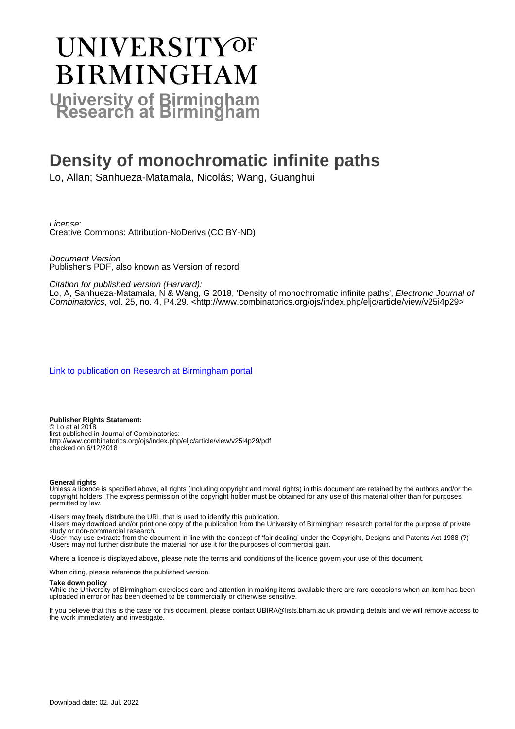# UNIVERSITY OF BIRMINGHAM
**University of Birmingham Research at Birmingham**

# Density of monochromatic infinite paths

Lo, Allan; Sanhueza-Matamala, Nicolás; Wang, Guanghui

*License:*
Creative Commons: Attribution-NoDerivs (CC BY-ND)

*Document Version*
Publisher's PDF, also known as Version of record

*Citation for published version (Harvard):*
Lo, A, Sanhueza-Matamala, N & Wang, G 2018, 'Density of monochromatic infinite paths', *Electronic Journal of Combinatorics*, vol. 25, no. 4, P4.29. <http://www.combinatorics.org/ojs/index.php/eljc/article/view/v25i4p29>

Link to publication on Research at Birmingham portal

**Publisher Rights Statement:**
© Lo at al 2018
first published in Journal of Combinatorics:
http://www.combinatorics.org/ojs/index.php/eljc/article/view/v25i4p29/pdf
checked on 6/12/2018

**General rights**
Unless a licence is specified above, all rights (including copyright and moral rights) in this document are retained by the authors and/or the copyright holders. The express permission of the copyright holder must be obtained for any use of this material other than for purposes permitted by law.

•Users may freely distribute the URL that is used to identify this publication.
•Users may download and/or print one copy of the publication from the University of Birmingham research portal for the purpose of private study or non-commercial research.
•User may use extracts from the document in line with the concept of 'fair dealing' under the Copyright, Designs and Patents Act 1988 (?)
•Users may not further distribute the material nor use it for the purposes of commercial gain.

Where a licence is displayed above, please note the terms and conditions of the licence govern your use of this document.

When citing, please reference the published version.

**Take down policy**
While the University of Birmingham exercises care and attention in making items available there are rare occasions when an item has been uploaded in error or has been deemed to be commercially or otherwise sensitive.

If you believe that this is the case for this document, please contact UBIRA@lists.bham.ac.uk providing details and we will remove access to the work immediately and investigate.

Download date: 02. Jul. 2022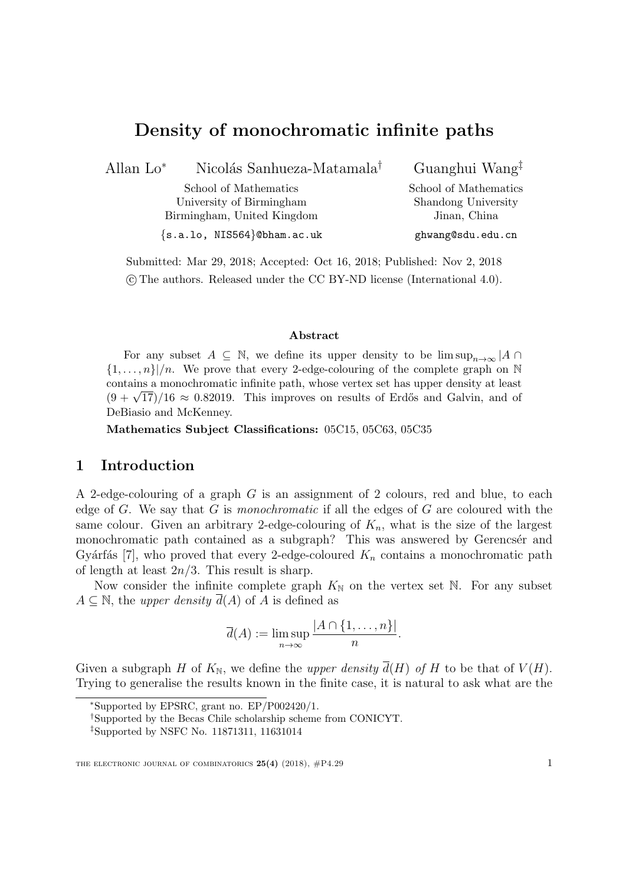# Density of monochromatic infinite paths

Allan Lo[*] Nicolás Sanhueza-Matamala[†] Guanghui Wang[‡]

School of Mathematics  
University of Birmingham  
Birmingham, United Kingdom

{s.a.lo, NIS564}@bham.ac.uk

School of Mathematics  
Shandong University  
Jinan, China

ghwang@sdu.edu.cn

Submitted: Mar 29, 2018; Accepted: Oct 16, 2018; Published: Nov 2, 2018  
© The authors. Released under the CC BY-ND license (International 4.0).

### Abstract

For any subset $A \subseteq \mathbb{N}$, we define its upper density to be $\limsup_{n\to\infty} |A \cap \{1, \dots, n\}|/n$. We prove that every 2-edge-colouring of the complete graph on $\mathbb{N}$ contains a monochromatic infinite path, whose vertex set has upper density at least $(9 + \sqrt{17})/16 \approx 0.82019$. This improves on results of Erdős and Galvin, and of DeBiasio and McKenney.

**Mathematics Subject Classifications:** 05C15, 05C63, 05C35

## 1 Introduction

A 2-edge-colouring of a graph $G$ is an assignment of 2 colours, red and blue, to each edge of $G$. We say that $G$ is *monochromatic* if all the edges of $G$ are coloured with the same colour. Given an arbitrary 2-edge-colouring of $K_n$, what is the size of the largest monochromatic path contained as a subgraph? This was answered by Gerencsér and Gyárfás [7], who proved that every 2-edge-coloured $K_n$ contains a monochromatic path of length at least $2n/3$. This result is sharp.

Now consider the infinite complete graph $K_\mathbb{N}$ on the vertex set $\mathbb{N}$. For any subset $A \subseteq \mathbb{N}$, the *upper density* $\overline{d}(A)$ of $A$ is defined as

$$\overline{d}(A) := \limsup_{n\to\infty} \frac{|A \cap \{1, \dots, n\}|}{n}.$$

Given a subgraph $H$ of $K_\mathbb{N}$, we define the *upper density* $\overline{d}(H)$ *of* $H$ to be that of $V(H)$. Trying to generalise the results known in the finite case, it is natural to ask what are the

---

[*] Supported by EPSRC, grant no. EP/P002420/1.

[†] Supported by the Becas Chile scholarship scheme from CONICYT.

[‡] Supported by NSFC No. 11871311, 11631014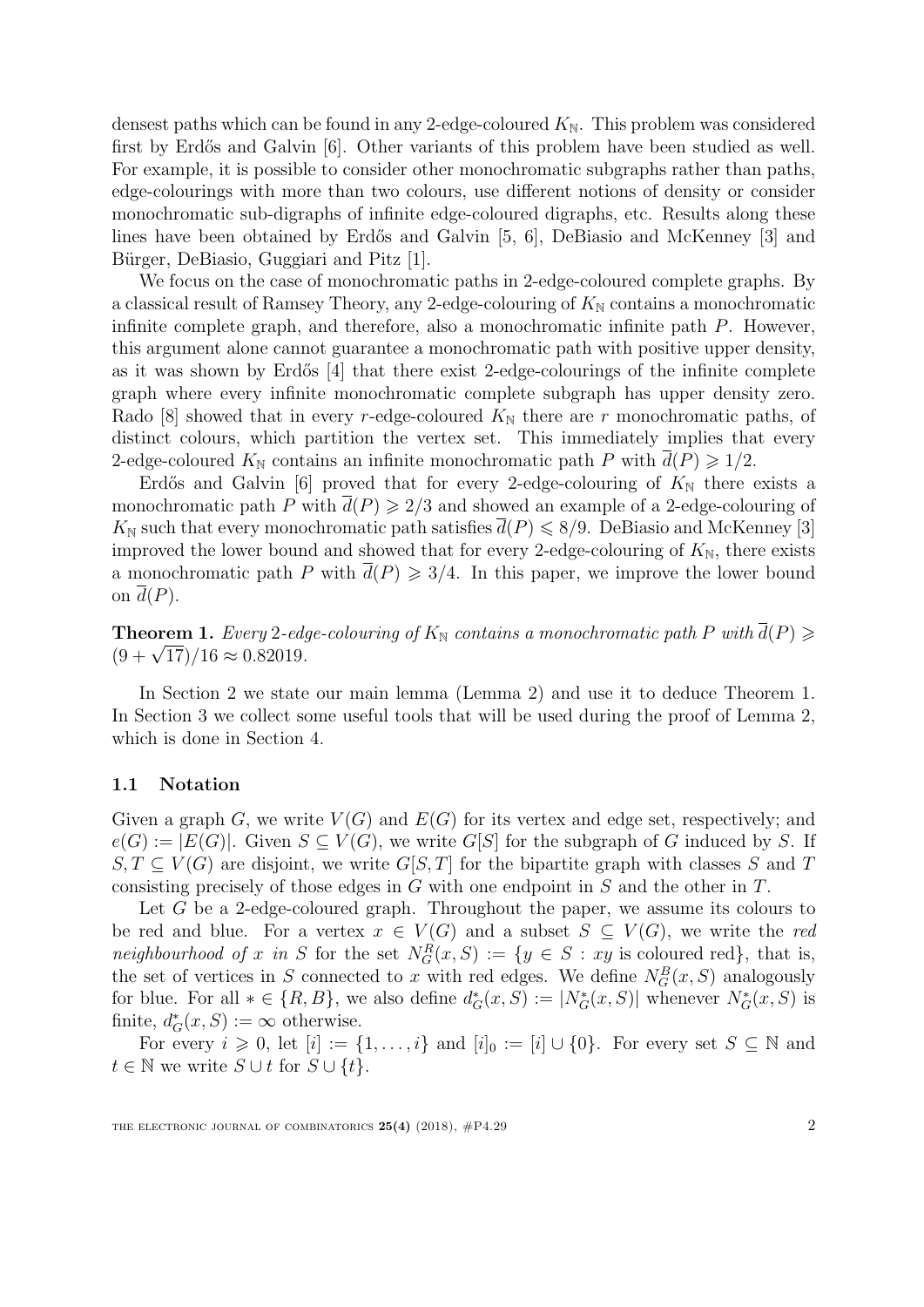densest paths which can be found in any 2-edge-coloured $K_{\mathbb{N}}$. This problem was considered first by Erdős and Galvin [6]. Other variants of this problem have been studied as well. For example, it is possible to consider other monochromatic subgraphs rather than paths, edge-colourings with more than two colours, use different notions of density or consider monochromatic sub-digraphs of infinite edge-coloured digraphs, etc. Results along these lines have been obtained by Erdős and Galvin [5, 6], DeBiasio and McKenney [3] and Bürger, DeBiasio, Guggiari and Pitz [1].

We focus on the case of monochromatic paths in 2-edge-coloured complete graphs. By a classical result of Ramsey Theory, any 2-edge-colouring of $K_{\mathbb{N}}$ contains a monochromatic infinite complete graph, and therefore, also a monochromatic infinite path $P$. However, this argument alone cannot guarantee a monochromatic path with positive upper density, as it was shown by Erdős [4] that there exist 2-edge-colourings of the infinite complete graph where every infinite monochromatic complete subgraph has upper density zero. Rado [8] showed that in every $r$-edge-coloured $K_{\mathbb{N}}$ there are $r$ monochromatic paths, of distinct colours, which partition the vertex set. This immediately implies that every 2-edge-coloured $K_{\mathbb{N}}$ contains an infinite monochromatic path $P$ with $\overline{d}(P) \geqslant 1/2$.

Erdős and Galvin [6] proved that for every 2-edge-colouring of $K_{\mathbb{N}}$ there exists a monochromatic path $P$ with $\overline{d}(P) \geqslant 2/3$ and showed an example of a 2-edge-colouring of $K_{\mathbb{N}}$ such that every monochromatic path satisfies $\overline{d}(P) \leqslant 8/9$. DeBiasio and McKenney [3] improved the lower bound and showed that for every 2-edge-colouring of $K_{\mathbb{N}}$, there exists a monochromatic path $P$ with $\overline{d}(P) \geqslant 3/4$. In this paper, we improve the lower bound on $\overline{d}(P)$.

**Theorem 1.** *Every 2-edge-colouring of $K_{\mathbb{N}}$ contains a monochromatic path $P$ with $\overline{d}(P) \geqslant (9+\sqrt{17})/16 \approx 0.82019$.*

In Section 2 we state our main lemma (Lemma 2) and use it to deduce Theorem 1. In Section 3 we collect some useful tools that will be used during the proof of Lemma 2, which is done in Section 4.

### 1.1 Notation

Given a graph $G$, we write $V(G)$ and $E(G)$ for its vertex and edge set, respectively; and $e(G) := |E(G)|$. Given $S \subseteq V(G)$, we write $G[S]$ for the subgraph of $G$ induced by $S$. If $S, T \subseteq V(G)$ are disjoint, we write $G[S,T]$ for the bipartite graph with classes $S$ and $T$ consisting precisely of those edges in $G$ with one endpoint in $S$ and the other in $T$.

Let $G$ be a 2-edge-coloured graph. Throughout the paper, we assume its colours to be red and blue. For a vertex $x \in V(G)$ and a subset $S \subseteq V(G)$, we write the *red neighbourhood of $x$ in $S$* for the set $N^R_G(x,S) := \{y \in S : xy \text{ is coloured red}\}$, that is, the set of vertices in $S$ connected to $x$ with red edges. We define $N^B_G(x,S)$ analogously for blue. For all $* \in \{R, B\}$, we also define $d^*_G(x,S) := |N^*_G(x,S)|$ whenever $N^*_G(x,S)$ is finite, $d^*_G(x,S) := \infty$ otherwise.

For every $i \geqslant 0$, let $[i] := \{1,\ldots,i\}$ and $[i]_0 := [i] \cup \{0\}$. For every set $S \subseteq \mathbb{N}$ and $t \in \mathbb{N}$ we write $S \cup t$ for $S \cup \{t\}$.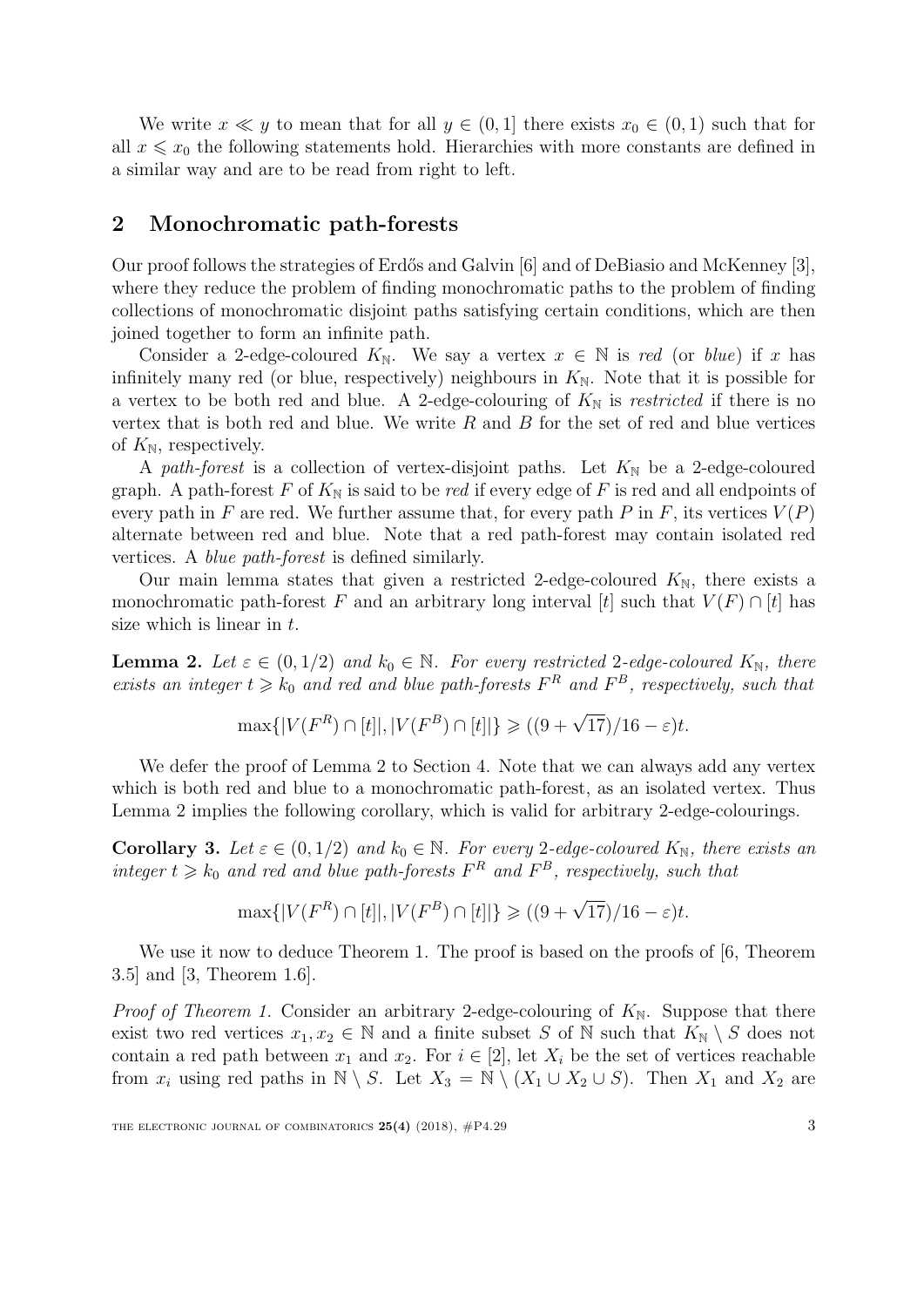We write $x \ll y$ to mean that for all $y \in (0,1]$ there exists $x_0 \in (0,1)$ such that for all $x \leqslant x_0$ the following statements hold. Hierarchies with more constants are defined in a similar way and are to be read from right to left.

## 2 Monochromatic path-forests

Our proof follows the strategies of Erdős and Galvin [6] and of DeBiasio and McKenney [3], where they reduce the problem of finding monochromatic paths to the problem of finding collections of monochromatic disjoint paths satisfying certain conditions, which are then joined together to form an infinite path.

Consider a 2-edge-coloured $K_{\mathbb{N}}$. We say a vertex $x \in \mathbb{N}$ is *red* (or *blue*) if $x$ has infinitely many red (or blue, respectively) neighbours in $K_{\mathbb{N}}$. Note that it is possible for a vertex to be both red and blue. A 2-edge-colouring of $K_{\mathbb{N}}$ is *restricted* if there is no vertex that is both red and blue. We write $R$ and $B$ for the set of red and blue vertices of $K_{\mathbb{N}}$, respectively.

A *path-forest* is a collection of vertex-disjoint paths. Let $K_{\mathbb{N}}$ be a 2-edge-coloured graph. A path-forest $F$ of $K_{\mathbb{N}}$ is said to be *red* if every edge of $F$ is red and all endpoints of every path in $F$ are red. We further assume that, for every path $P$ in $F$, its vertices $V(P)$ alternate between red and blue. Note that a red path-forest may contain isolated red vertices. A *blue path-forest* is defined similarly.

Our main lemma states that given a restricted 2-edge-coloured $K_{\mathbb{N}}$, there exists a monochromatic path-forest $F$ and an arbitrary long interval $[t]$ such that $V(F) \cap [t]$ has size which is linear in $t$.

**Lemma 2.** *Let $\varepsilon \in (0, 1/2)$ and $k_0 \in \mathbb{N}$. For every restricted 2-edge-coloured $K_{\mathbb{N}}$, there exists an integer $t \geqslant k_0$ and red and blue path-forests $F^R$ and $F^B$, respectively, such that*

$$\max\{|V(F^R) \cap [t]|, |V(F^B) \cap [t]|\} \geqslant ((9 + \sqrt{17})/16 - \varepsilon)t.$$

We defer the proof of Lemma 2 to Section 4. Note that we can always add any vertex which is both red and blue to a monochromatic path-forest, as an isolated vertex. Thus Lemma 2 implies the following corollary, which is valid for arbitrary 2-edge-colourings.

**Corollary 3.** *Let $\varepsilon \in (0, 1/2)$ and $k_0 \in \mathbb{N}$. For every 2-edge-coloured $K_{\mathbb{N}}$, there exists an integer $t \geqslant k_0$ and red and blue path-forests $F^R$ and $F^B$, respectively, such that*

$$\max\{|V(F^R) \cap [t]|, |V(F^B) \cap [t]|\} \geqslant ((9 + \sqrt{17})/16 - \varepsilon)t.$$

We use it now to deduce Theorem 1. The proof is based on the proofs of [6, Theorem 3.5] and [3, Theorem 1.6].

*Proof of Theorem 1.* Consider an arbitrary 2-edge-colouring of $K_{\mathbb{N}}$. Suppose that there exist two red vertices $x_1, x_2 \in \mathbb{N}$ and a finite subset $S$ of $\mathbb{N}$ such that $K_{\mathbb{N}} \setminus S$ does not contain a red path between $x_1$ and $x_2$. For $i \in [2]$, let $X_i$ be the set of vertices reachable from $x_i$ using red paths in $\mathbb{N} \setminus S$. Let $X_3 = \mathbb{N} \setminus (X_1 \cup X_2 \cup S)$. Then $X_1$ and $X_2$ are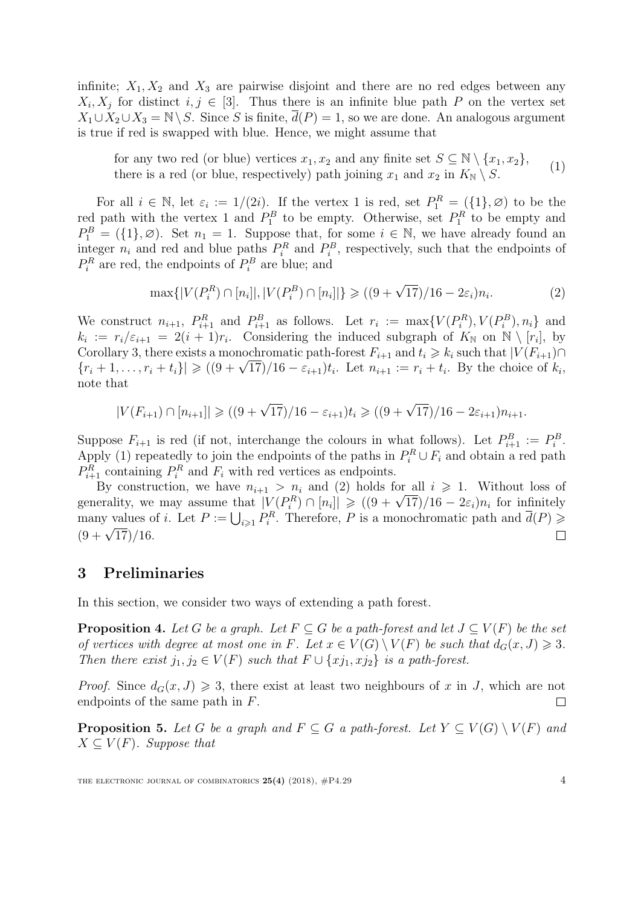infinite; $X_1, X_2$ and $X_3$ are pairwise disjoint and there are no red edges between any $X_i, X_j$ for distinct $i, j \in [3]$. Thus there is an infinite blue path $P$ on the vertex set $X_1 \cup X_2 \cup X_3 = \mathbb{N} \setminus S$. Since $S$ is finite, $\overline{d}(P) = 1$, so we are done. An analogous argument is true if red is swapped with blue. Hence, we might assume that

$$\text{for any two red (or blue) vertices } x_1, x_2 \text{ and any finite set } S \subseteq \mathbb{N} \setminus \{x_1, x_2\}, \\ \text{there is a red (or blue, respectively) path joining } x_1 \text{ and } x_2 \text{ in } K_{\mathbb{N}} \setminus S. \tag{1}$$

For all $i \in \mathbb{N}$, let $\varepsilon_i := 1/(2i)$. If the vertex 1 is red, set $P_1^R = (\{1\}, \varnothing)$ to be the red path with the vertex 1 and $P_1^B$ to be empty. Otherwise, set $P_1^R$ to be empty and $P_1^B = (\{1\}, \varnothing)$. Set $n_1 = 1$. Suppose that, for some $i \in \mathbb{N}$, we have already found an integer $n_i$ and red and blue paths $P_i^R$ and $P_i^B$, respectively, such that the endpoints of $P_i^R$ are red, the endpoints of $P_i^B$ are blue; and

$$\max\{|V(P_i^R) \cap [n_i]|, |V(P_i^B) \cap [n_i]|\} \geqslant ((9+\sqrt{17})/16 - 2\varepsilon_i)n_i. \tag{2}$$

We construct $n_{i+1}$, $P_{i+1}^R$ and $P_{i+1}^B$ as follows. Let $r_i := \max\{V(P_i^R), V(P_i^B), n_i\}$ and $k_i := r_i/\varepsilon_{i+1} = 2(i+1)r_i$. Considering the induced subgraph of $K_{\mathbb{N}}$ on $\mathbb{N} \setminus [r_i]$, by Corollary 3, there exists a monochromatic path-forest $F_{i+1}$ and $t_i \geqslant k_i$ such that $|V(F_{i+1}) \cap \{r_i+1, \dots, r_i+t_i\}| \geqslant ((9+\sqrt{17})/16 - \varepsilon_{i+1})t_i$. Let $n_{i+1} := r_i + t_i$. By the choice of $k_i$, note that

$$|V(F_{i+1}) \cap [n_{i+1}]| \geqslant ((9+\sqrt{17})/16 - \varepsilon_{i+1})t_i \geqslant ((9+\sqrt{17})/16 - 2\varepsilon_{i+1})n_{i+1}.$$

Suppose $F_{i+1}$ is red (if not, interchange the colours in what follows). Let $P_{i+1}^B := P_i^B$. Apply (1) repeatedly to join the endpoints of the paths in $P_i^R \cup F_i$ and obtain a red path $P_{i+1}^R$ containing $P_i^R$ and $F_i$ with red vertices as endpoints.

By construction, we have $n_{i+1} > n_i$ and (2) holds for all $i \geqslant 1$. Without loss of generality, we may assume that $|V(P_i^R) \cap [n_i]| \geqslant ((9+\sqrt{17})/16 - 2\varepsilon_i)n_i$ for infinitely many values of $i$. Let $P := \bigcup_{i \geqslant 1} P_i^R$. Therefore, $P$ is a monochromatic path and $\overline{d}(P) \geqslant (9+\sqrt{17})/16$. □

## 3 Preliminaries

In this section, we consider two ways of extending a path forest.

**Proposition 4.** *Let $G$ be a graph. Let $F \subseteq G$ be a path-forest and let $J \subseteq V(F)$ be the set of vertices with degree at most one in $F$. Let $x \in V(G) \setminus V(F)$ be such that $d_G(x, J) \geqslant 3$. Then there exist $j_1, j_2 \in V(F)$ such that $F \cup \{xj_1, xj_2\}$ is a path-forest.*

*Proof.* Since $d_G(x, J) \geqslant 3$, there exist at least two neighbours of $x$ in $J$, which are not endpoints of the same path in $F$. □

**Proposition 5.** *Let $G$ be a graph and $F \subseteq G$ a path-forest. Let $Y \subseteq V(G) \setminus V(F)$ and $X \subseteq V(F)$. Suppose that*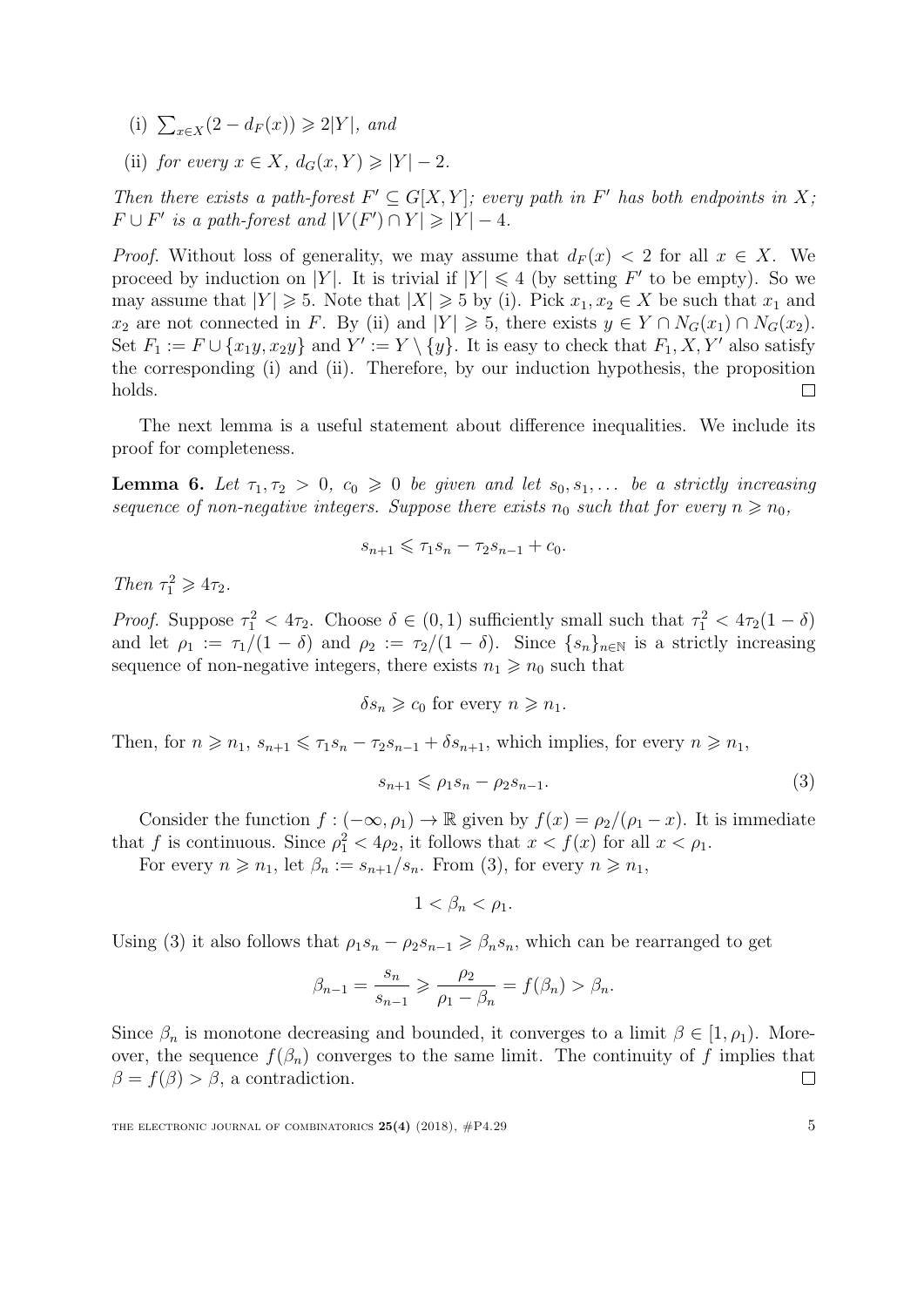(i) $\sum_{x \in X}(2 - d_F(x)) \geqslant 2|Y|$, *and*

(ii) *for every* $x \in X$, $d_G(x, Y) \geqslant |Y| - 2$.

*Then there exists a path-forest* $F' \subseteq G[X, Y]$*; every path in* $F'$ *has both endpoints in* $X$*;* $F \cup F'$ *is a path-forest and* $|V(F') \cap Y| \geqslant |Y| - 4$.

*Proof.* Without loss of generality, we may assume that $d_F(x) < 2$ for all $x \in X$. We proceed by induction on $|Y|$. It is trivial if $|Y| \leqslant 4$ (by setting $F'$ to be empty). So we may assume that $|Y| \geqslant 5$. Note that $|X| \geqslant 5$ by (i). Pick $x_1, x_2 \in X$ be such that $x_1$ and $x_2$ are not connected in $F$. By (ii) and $|Y| \geqslant 5$, there exists $y \in Y \cap N_G(x_1) \cap N_G(x_2)$. Set $F_1 := F \cup \{x_1y, x_2y\}$ and $Y' := Y \setminus \{y\}$. It is easy to check that $F_1, X, Y'$ also satisfy the corresponding (i) and (ii). Therefore, by our induction hypothesis, the proposition holds. □

The next lemma is a useful statement about difference inequalities. We include its proof for completeness.

**Lemma 6.** *Let* $\tau_1, \tau_2 > 0$, $c_0 \geqslant 0$ *be given and let* $s_0, s_1, \dots$ *be a strictly increasing sequence of non-negative integers. Suppose there exists* $n_0$ *such that for every* $n \geqslant n_0$,

$$s_{n+1} \leqslant \tau_1 s_n - \tau_2 s_{n-1} + c_0.$$

*Then* $\tau_1^2 \geqslant 4\tau_2$.

*Proof.* Suppose $\tau_1^2 < 4\tau_2$. Choose $\delta \in (0, 1)$ sufficiently small such that $\tau_1^2 < 4\tau_2(1 - \delta)$ and let $\rho_1 := \tau_1/(1 - \delta)$ and $\rho_2 := \tau_2/(1 - \delta)$. Since $\{s_n\}_{n \in \mathbb{N}}$ is a strictly increasing sequence of non-negative integers, there exists $n_1 \geqslant n_0$ such that

$$\delta s_n \geqslant c_0 \text{ for every } n \geqslant n_1.$$

Then, for $n \geqslant n_1$, $s_{n+1} \leqslant \tau_1 s_n - \tau_2 s_{n-1} + \delta s_{n+1}$, which implies, for every $n \geqslant n_1$,

$$s_{n+1} \leqslant \rho_1 s_n - \rho_2 s_{n-1}. \tag{3}$$

Consider the function $f : (-\infty, \rho_1) \to \mathbb{R}$ given by $f(x) = \rho_2/(\rho_1 - x)$. It is immediate that $f$ is continuous. Since $\rho_1^2 < 4\rho_2$, it follows that $x < f(x)$ for all $x < \rho_1$.

For every $n \geqslant n_1$, let $\beta_n := s_{n+1}/s_n$. From (3), for every $n \geqslant n_1$,

$$1 < \beta_n < \rho_1.$$

Using (3) it also follows that $\rho_1 s_n - \rho_2 s_{n-1} \geqslant \beta_n s_n$, which can be rearranged to get

$$\beta_{n-1} = \frac{s_n}{s_{n-1}} \geqslant \frac{\rho_2}{\rho_1 - \beta_n} = f(\beta_n) > \beta_n.$$

Since $\beta_n$ is monotone decreasing and bounded, it converges to a limit $\beta \in [1, \rho_1)$. Moreover, the sequence $f(\beta_n)$ converges to the same limit. The continuity of $f$ implies that $\beta = f(\beta) > \beta$, a contradiction. □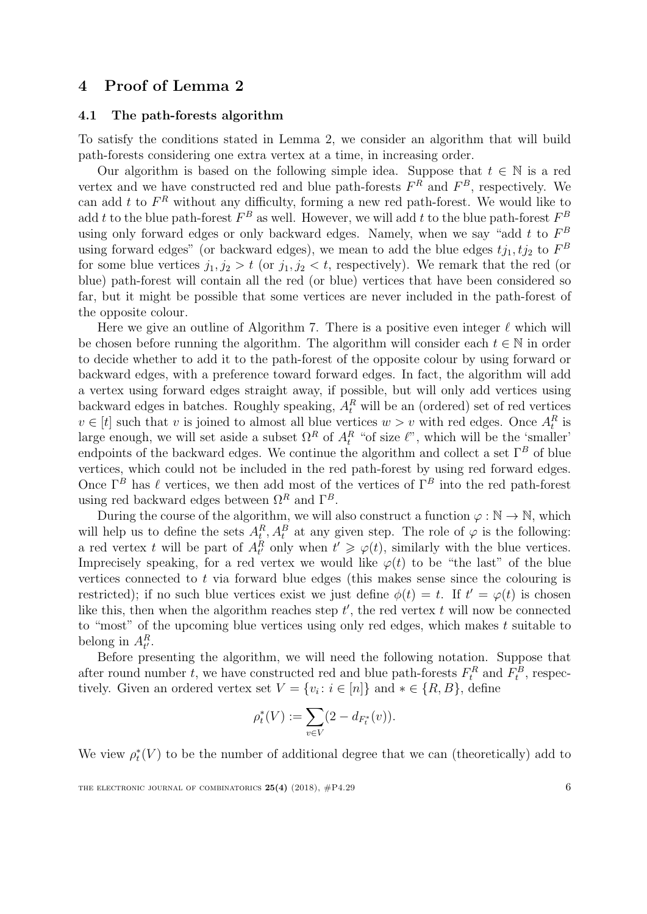# 4 Proof of Lemma 2

## 4.1 The path-forests algorithm

To satisfy the conditions stated in Lemma 2, we consider an algorithm that will build path-forests considering one extra vertex at a time, in increasing order.

Our algorithm is based on the following simple idea. Suppose that $t \in \mathbb{N}$ is a red vertex and we have constructed red and blue path-forests $F^R$ and $F^B$, respectively. We can add $t$ to $F^R$ without any difficulty, forming a new red path-forest. We would like to add $t$ to the blue path-forest $F^B$ as well. However, we will add $t$ to the blue path-forest $F^B$ using only forward edges or only backward edges. Namely, when we say "add $t$ to $F^B$ using forward edges" (or backward edges), we mean to add the blue edges $tj_1, tj_2$ to $F^B$ for some blue vertices $j_1, j_2 > t$ (or $j_1, j_2 < t$, respectively). We remark that the red (or blue) path-forest will contain all the red (or blue) vertices that have been considered so far, but it might be possible that some vertices are never included in the path-forest of the opposite colour.

Here we give an outline of Algorithm 7. There is a positive even integer $\ell$ which will be chosen before running the algorithm. The algorithm will consider each $t \in \mathbb{N}$ in order to decide whether to add it to the path-forest of the opposite colour by using forward or backward edges, with a preference toward forward edges. In fact, the algorithm will add a vertex using forward edges straight away, if possible, but will only add vertices using backward edges in batches. Roughly speaking, $A_t^R$ will be an (ordered) set of red vertices $v \in [t]$ such that $v$ is joined to almost all blue vertices $w > v$ with red edges. Once $A_t^R$ is large enough, we will set aside a subset $\Omega^R$ of $A_t^R$ "of size $\ell$", which will be the 'smaller' endpoints of the backward edges. We continue the algorithm and collect a set $\Gamma^B$ of blue vertices, which could not be included in the red path-forest by using red forward edges. Once $\Gamma^B$ has $\ell$ vertices, we then add most of the vertices of $\Gamma^B$ into the red path-forest using red backward edges between $\Omega^R$ and $\Gamma^B$.

During the course of the algorithm, we will also construct a function $\varphi : \mathbb{N} \to \mathbb{N}$, which will help us to define the sets $A_t^R, A_t^B$ at any given step. The role of $\varphi$ is the following: a red vertex $t$ will be part of $A_{t'}^R$ only when $t' \geqslant \varphi(t)$, similarly with the blue vertices. Imprecisely speaking, for a red vertex we would like $\varphi(t)$ to be "the last" of the blue vertices connected to $t$ via forward blue edges (this makes sense since the colouring is restricted); if no such blue vertices exist we just define $\phi(t) = t$. If $t' = \varphi(t)$ is chosen like this, then when the algorithm reaches step $t'$, the red vertex $t$ will now be connected to "most" of the upcoming blue vertices using only red edges, which makes $t$ suitable to belong in $A_{t'}^R$.

Before presenting the algorithm, we will need the following notation. Suppose that after round number $t$, we have constructed red and blue path-forests $F_t^R$ and $F_t^B$, respectively. Given an ordered vertex set $V = \{v_i : i \in [n]\}$ and $* \in \{R, B\}$, define

$$\rho_t^*(V) := \sum_{v \in V} (2 - d_{F_t^*}(v)).$$

We view $\rho_t^*(V)$ to be the number of additional degree that we can (theoretically) add to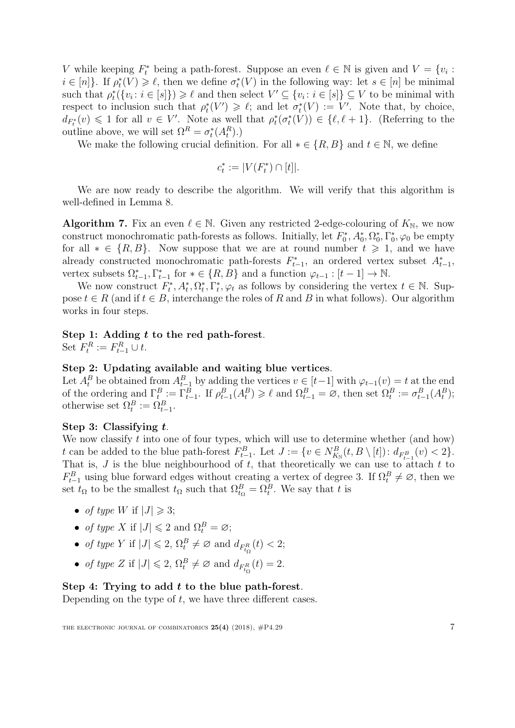$V$ while keeping $F_t^*$ being a path-forest. Suppose an even $\ell \in \mathbb{N}$ is given and $V = \{v_i : i \in [n]\}$. If $\rho_t^*(V) \geqslant \ell$, then we define $\sigma_t^*(V)$ in the following way: let $s \in [n]$ be minimal such that $\rho_t^*(\{v_i : i \in [s]\}) \geqslant \ell$ and then select $V' \subseteq \{v_i : i \in [s]\} \subseteq V$ to be minimal with respect to inclusion such that $\rho_t^*(V') \geqslant \ell$; and let $\sigma_t^*(V) := V'$. Note that, by choice, $d_{F_t^*}(v) \leqslant 1$ for all $v \in V'$. Note as well that $\rho_t^*(\sigma_t^*(V)) \in \{\ell, \ell+1\}$. (Referring to the outline above, we will set $\Omega^R = \sigma_t^*(A_t^R)$.)

We make the following crucial definition. For all $* \in \{R, B\}$ and $t \in \mathbb{N}$, we define

$$c_t^* := |V(F_t^*) \cap [t]|.$$

We are now ready to describe the algorithm. We will verify that this algorithm is well-defined in Lemma 8.

**Algorithm 7.** Fix an even $\ell \in \mathbb{N}$. Given any restricted 2-edge-colouring of $K_\mathbb{N}$, we now construct monochromatic path-forests as follows. Initially, let $F_0^*, A_0^*, \Omega_0^*, \Gamma_0^*, \varphi_0$ be empty for all $* \in \{R, B\}$. Now suppose that we are at round number $t \geqslant 1$, and we have already constructed monochromatic path-forests $F_{t-1}^*$, an ordered vertex subset $A_{t-1}^*$, vertex subsets $\Omega_{t-1}^*, \Gamma_{t-1}^*$ for $* \in \{R, B\}$ and a function $\varphi_{t-1} : [t-1] \to \mathbb{N}$.

We now construct $F_t^*, A_t^*, \Omega_t^*, \Gamma_t^*, \varphi_t$ as follows by considering the vertex $t \in \mathbb{N}$. Suppose $t \in R$ (and if $t \in B$, interchange the roles of $R$ and $B$ in what follows). Our algorithm works in four steps.

**Step 1: Adding $t$ to the red path-forest.**
Set $F_t^R := F_{t-1}^R \cup t$.

**Step 2: Updating available and waiting blue vertices.**
Let $A_t^B$ be obtained from $A_{t-1}^B$ by adding the vertices $v \in [t-1]$ with $\varphi_{t-1}(v) = t$ at the end of the ordering and $\Gamma_t^B := \Gamma_{t-1}^B$. If $\rho_{t-1}^B(A_t^B) \geqslant \ell$ and $\Omega_{t-1}^B = \varnothing$, then set $\Omega_t^B := \sigma_{t-1}^B(A_t^B)$; otherwise set $\Omega_t^B := \Omega_{t-1}^B$.

**Step 3: Classifying $t$.**
We now classify $t$ into one of four types, which will use to determine whether (and how) $t$ can be added to the blue path-forest $F_{t-1}^B$. Let $J := \{v \in N_{K_\mathbb{N}}^B(t, B \setminus [t]) : d_{F_{t-1}^B}(v) < 2\}$. That is, $J$ is the blue neighbourhood of $t$, that theoretically we can use to attach $t$ to $F_{t-1}^B$ using blue forward edges without creating a vertex of degree 3. If $\Omega_t^B \neq \varnothing$, then we set $t_\Omega$ to be the smallest $t_\Omega$ such that $\Omega_{t_\Omega}^B = \Omega_t^B$. We say that $t$ is

- *of type $W$* if $|J| \geqslant 3$;
- *of type $X$* if $|J| \leqslant 2$ and $\Omega_t^B = \varnothing$;
- *of type $Y$* if $|J| \leqslant 2$, $\Omega_t^B \neq \varnothing$ and $d_{F_{t_\Omega}^R}(t) < 2$;
- *of type $Z$* if $|J| \leqslant 2$, $\Omega_t^B \neq \varnothing$ and $d_{F_{t_\Omega}^R}(t) = 2$.

**Step 4: Trying to add $t$ to the blue path-forest.**
Depending on the type of $t$, we have three different cases.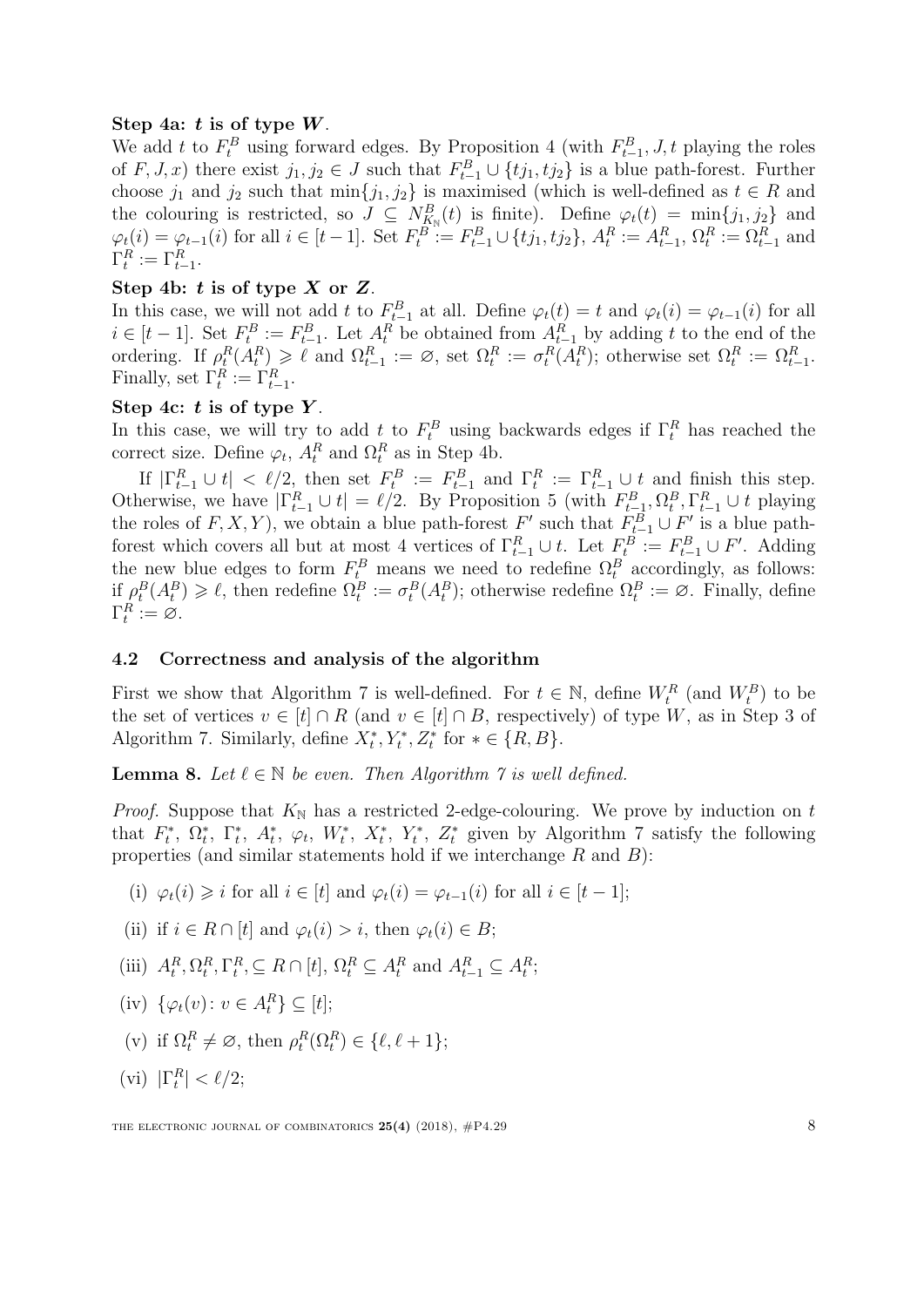**Step 4a: $t$ is of type $W$.**
We add $t$ to $F_t^B$ using forward edges. By Proposition 4 (with $F_{t-1}^B, J, t$ playing the roles of $F, J, x$) there exist $j_1, j_2 \in J$ such that $F_{t-1}^B \cup \{tj_1, tj_2\}$ is a blue path-forest. Further choose $j_1$ and $j_2$ such that $\min\{j_1, j_2\}$ is maximised (which is well-defined as $t \in R$ and the colouring is restricted, so $J \subseteq N_{K_{\mathbb{N}}}^B(t)$ is finite). Define $\varphi_t(t) = \min\{j_1, j_2\}$ and $\varphi_t(i) = \varphi_{t-1}(i)$ for all $i \in [t-1]$. Set $F_t^B := F_{t-1}^B \cup \{tj_1, tj_2\}$, $A_t^R := A_{t-1}^R$, $\Omega_t^R := \Omega_{t-1}^R$ and $\Gamma_t^R := \Gamma_{t-1}^R$.

**Step 4b: $t$ is of type $X$ or $Z$.**
In this case, we will not add $t$ to $F_{t-1}^B$ at all. Define $\varphi_t(t) = t$ and $\varphi_t(i) = \varphi_{t-1}(i)$ for all $i \in [t-1]$. Set $F_t^B := F_{t-1}^B$. Let $A_t^R$ be obtained from $A_{t-1}^R$ by adding $t$ to the end of the ordering. If $\rho_t^R(A_t^R) \geqslant \ell$ and $\Omega_{t-1}^R := \varnothing$, set $\Omega_t^R := \sigma_t^R(A_t^R)$; otherwise set $\Omega_t^R := \Omega_{t-1}^R$. Finally, set $\Gamma_t^R := \Gamma_{t-1}^R$.

**Step 4c: $t$ is of type $Y$.**
In this case, we will try to add $t$ to $F_t^B$ using backwards edges if $\Gamma_t^R$ has reached the correct size. Define $\varphi_t$, $A_t^R$ and $\Omega_t^R$ as in Step 4b.

If $|\Gamma_{t-1}^R \cup t| < \ell/2$, then set $F_t^B := F_{t-1}^B$ and $\Gamma_t^R := \Gamma_{t-1}^R \cup t$ and finish this step. Otherwise, we have $|\Gamma_{t-1}^R \cup t| = \ell/2$. By Proposition 5 (with $F_{t-1}^B, \Omega_t^B, \Gamma_{t-1}^R \cup t$ playing the roles of $F, X, Y$), we obtain a blue path-forest $F'$ such that $F_{t-1}^B \cup F'$ is a blue path-forest which covers all but at most 4 vertices of $\Gamma_{t-1}^R \cup t$. Let $F_t^B := F_{t-1}^B \cup F'$. Adding the new blue edges to form $F_t^B$ means we need to redefine $\Omega_t^B$ accordingly, as follows: if $\rho_t^B(A_t^B) \geqslant \ell$, then redefine $\Omega_t^B := \sigma_t^B(A_t^B)$; otherwise redefine $\Omega_t^B := \varnothing$. Finally, define $\Gamma_t^R := \varnothing$.

## 4.2 Correctness and analysis of the algorithm

First we show that Algorithm 7 is well-defined. For $t \in \mathbb{N}$, define $W_t^R$ (and $W_t^B$) to be the set of vertices $v \in [t] \cap R$ (and $v \in [t] \cap B$, respectively) of type $W$, as in Step 3 of Algorithm 7. Similarly, define $X_t^*, Y_t^*, Z_t^*$ for $* \in \{R, B\}$.

**Lemma 8.** *Let $\ell \in \mathbb{N}$ be even. Then Algorithm 7 is well defined.*

*Proof.* Suppose that $K_{\mathbb{N}}$ has a restricted 2-edge-colouring. We prove by induction on $t$ that $F_t^*$, $\Omega_t^*$, $\Gamma_t^*$, $A_t^*$, $\varphi_t$, $W_t^*$, $X_t^*$, $Y_t^*$, $Z_t^*$ given by Algorithm 7 satisfy the following properties (and similar statements hold if we interchange $R$ and $B$):

(i) $\varphi_t(i) \geqslant i$ for all $i \in [t]$ and $\varphi_t(i) = \varphi_{t-1}(i)$ for all $i \in [t-1]$;

(ii) if $i \in R \cap [t]$ and $\varphi_t(i) > i$, then $\varphi_t(i) \in B$;

(iii) $A_t^R, \Omega_t^R, \Gamma_t^R, \subseteq R \cap [t]$, $\Omega_t^R \subseteq A_t^R$ and $A_{t-1}^R \subseteq A_t^R$;

(iv) $\{\varphi_t(v) \colon v \in A_t^R\} \subseteq [t]$;

(v) if $\Omega_t^R \neq \varnothing$, then $\rho_t^R(\Omega_t^R) \in \{\ell, \ell + 1\}$;

(vi) $|\Gamma_t^R| < \ell/2$;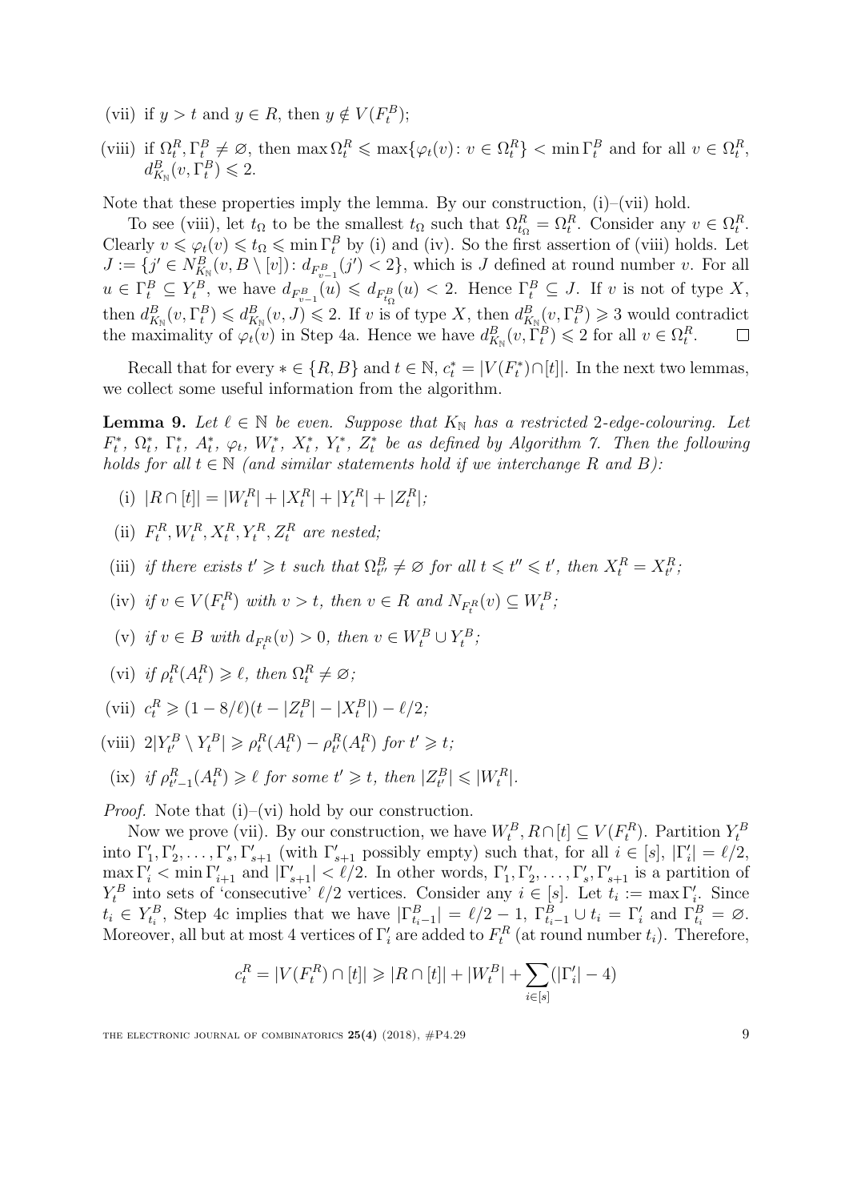(vii) if $y > t$ and $y \in R$, then $y \notin V(F_t^B)$;

(viii) if $\Omega_t^R, \Gamma_t^B \neq \varnothing$, then $\max \Omega_t^R \leqslant \max\{\varphi_t(v) \colon v \in \Omega_t^R\} < \min \Gamma_t^B$ and for all $v \in \Omega_t^R$, $d^B_{K_\mathbb{N}}(v, \Gamma_t^B) \leqslant 2$.

Note that these properties imply the lemma. By our construction, (i)–(vii) hold.

To see (viii), let $t_\Omega$ to be the smallest $t_\Omega$ such that $\Omega^R_{t_\Omega} = \Omega_t^R$. Consider any $v \in \Omega_t^R$. Clearly $v \leqslant \varphi_t(v) \leqslant t_\Omega \leqslant \min \Gamma_t^B$ by (i) and (iv). So the first assertion of (viii) holds. Let $J := \{j' \in N^B_{K_\mathbb{N}}(v, B \setminus [v]) \colon d_{F^B_{v-1}}(j') < 2\}$, which is $J$ defined at round number $v$. For all $u \in \Gamma_t^B \subseteq Y_t^B$, we have $d_{F^B_{v-1}}(u) \leqslant d_{F^B_{t_\Omega}}(u) < 2$. Hence $\Gamma_t^B \subseteq J$. If $v$ is not of type $X$, then $d^B_{K_\mathbb{N}}(v, \Gamma_t^B) \leqslant d^B_{K_\mathbb{N}}(v, J) \leqslant 2$. If $v$ is of type $X$, then $d^B_{K_\mathbb{N}}(v, \Gamma_t^B) \geqslant 3$ would contradict the maximality of $\varphi_t(v)$ in Step 4a. Hence we have $d^B_{K_\mathbb{N}}(v, \Gamma_t^B) \leqslant 2$ for all $v \in \Omega_t^R$. $\square$

Recall that for every $* \in \{R, B\}$ and $t \in \mathbb{N}$, $c_t^* = |V(F_t^*) \cap [t]|$. In the next two lemmas, we collect some useful information from the algorithm.

**Lemma 9.** *Let $\ell \in \mathbb{N}$ be even. Suppose that $K_\mathbb{N}$ has a restricted 2-edge-colouring. Let $F_t^*$, $\Omega_t^*$, $\Gamma_t^*$, $A_t^*$, $\varphi_t$, $W_t^*$, $X_t^*$, $Y_t^*$, $Z_t^*$ be as defined by Algorithm 7. Then the following holds for all $t \in \mathbb{N}$ (and similar statements hold if we interchange $R$ and $B$):*

(i) *$|R \cap [t]| = |W_t^R| + |X_t^R| + |Y_t^R| + |Z_t^R|$;*

(ii) *$F_t^R, W_t^R, X_t^R, Y_t^R, Z_t^R$ are nested;*

(iii) *if there exists $t' \geqslant t$ such that $\Omega^B_{t''} \neq \varnothing$ for all $t \leqslant t'' \leqslant t'$, then $X_t^R = X_{t'}^R$;*

(iv) *if $v \in V(F_t^R)$ with $v > t$, then $v \in R$ and $N_{F_t^R}(v) \subseteq W_t^B$;*

(v) *if $v \in B$ with $d_{F_t^R}(v) > 0$, then $v \in W_t^B \cup Y_t^B$;*

(vi) *if $\rho_t^R(A_t^R) \geqslant \ell$, then $\Omega_t^R \neq \varnothing$;*

(vii) *$c_t^R \geqslant (1 - 8/\ell)(t - |Z_t^R| - |X_t^B|) - \ell/2$;*

(viii) *$2|Y_{t'}^B \setminus Y_t^B| \geqslant \rho_t^R(A_t^R) - \rho_{t'}^R(A_t^R)$ for $t' \geqslant t$;*

(ix) *if $\rho^R_{t'-1}(A_t^R) \geqslant \ell$ for some $t' \geqslant t$, then $|Z^B_{t'}| \leqslant |W_t^R|$.*

*Proof.* Note that (i)–(vi) hold by our construction.

Now we prove (vii). By our construction, we have $W_t^B, R \cap [t] \subseteq V(F_t^R)$. Partition $Y_t^B$ into $\Gamma'_1, \Gamma'_2, \ldots, \Gamma'_s, \Gamma'_{s+1}$ (with $\Gamma'_{s+1}$ possibly empty) such that, for all $i \in [s]$, $|\Gamma'_i| = \ell/2$, $\max \Gamma'_i < \min \Gamma'_{i+1}$ and $|\Gamma'_{s+1}| < \ell/2$. In other words, $\Gamma'_1, \Gamma'_2, \ldots, \Gamma'_s, \Gamma'_{s+1}$ is a partition of $Y_t^B$ into sets of 'consecutive' $\ell/2$ vertices. Consider any $i \in [s]$. Let $t_i := \max \Gamma'_i$. Since $t_i \in Y^B_{t_i}$, Step 4c implies that we have $|\Gamma^B_{t_i-1}| = \ell/2 - 1$, $\Gamma^B_{t_i-1} \cup t_i = \Gamma'_i$ and $\Gamma^B_{t_i} = \varnothing$. Moreover, all but at most 4 vertices of $\Gamma'_i$ are added to $F_t^R$ (at round number $t_i$). Therefore,

$$c_t^R = |V(F_t^R) \cap [t]| \geqslant |R \cap [t]| + |W_t^B| + \sum_{i \in [s]} (|\Gamma'_i| - 4)$$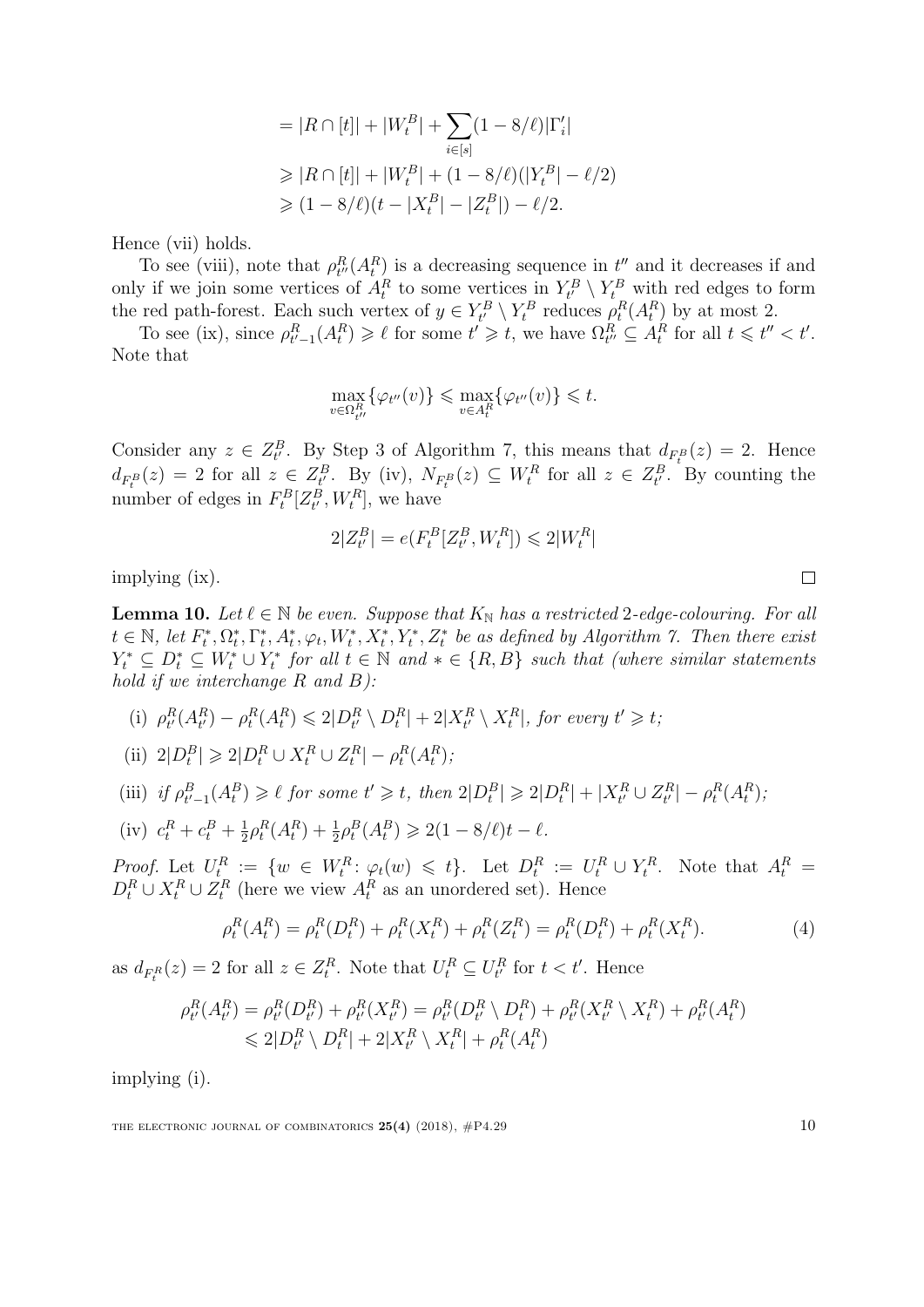$$
\begin{aligned}
&= |R \cap [t]| + |W_t^B| + \sum_{i \in [s]} (1 - 8/\ell)|\Gamma_i'| \\
&\geqslant |R \cap [t]| + |W_t^B| + (1 - 8/\ell)(|Y_t^B| - \ell/2) \\
&\geqslant (1 - 8/\ell)(t - |X_t^B| - |Z_t^B|) - \ell/2.
\end{aligned}
$$

Hence (vii) holds.

To see (viii), note that $\rho_{t''}^R(A_t^R)$ is a decreasing sequence in $t''$ and it decreases if and only if we join some vertices of $A_t^R$ to some vertices in $Y_{t'}^B \setminus Y_t^B$ with red edges to form the red path-forest. Each such vertex of $y \in Y_{t'}^B \setminus Y_t^B$ reduces $\rho_t^R(A_t^R)$ by at most 2.

To see (ix), since $\rho_{t'-1}^R(A_t^R) \geqslant \ell$ for some $t' \geqslant t$, we have $\Omega_{t''}^R \subseteq A_t^R$ for all $t \leqslant t'' < t'$. Note that

$$
\max_{v \in \Omega_{t''}^R} \{\varphi_{t''}(v)\} \leqslant \max_{v \in A_t^R} \{\varphi_{t''}(v)\} \leqslant t.
$$

Consider any $z \in Z_{t'}^B$. By Step 3 of Algorithm 7, this means that $d_{F_t^B}(z) = 2$. Hence $d_{F_t^B}(z) = 2$ for all $z \in Z_{t'}^B$. By (iv), $N_{F_t^B}(z) \subseteq W_t^R$ for all $z \in Z_{t'}^B$. By counting the number of edges in $F_t^B[Z_{t'}^B, W_t^R]$, we have

$$
2|Z_{t'}^B| = e(F_t^B[Z_{t'}^B, W_t^R]) \leqslant 2|W_t^R|
$$

implying (ix). $\square$

**Lemma 10.** *Let $\ell \in \mathbb{N}$ be even. Suppose that $K_{\mathbb{N}}$ has a restricted 2-edge-colouring. For all $t \in \mathbb{N}$, let $F_t^*, \Omega_t^*, \Gamma_t^*, A_t^*, \varphi_t, W_t^*, X_t^*, Y_t^*, Z_t^*$ be as defined by Algorithm 7. Then there exist $Y_t^* \subseteq D_t^* \subseteq W_t^* \cup Y_t^*$ for all $t \in \mathbb{N}$ and $* \in \{R, B\}$ such that (where similar statements hold if we interchange $R$ and $B$):*

(i) $\rho_{t'}^R(A_{t'}^R) - \rho_t^R(A_t^R) \leqslant 2|D_{t'}^R \setminus D_t^R| + 2|X_{t'}^R \setminus X_t^R|$*, for every $t' \geqslant t$;*

(ii) $2|D_t^B| \geqslant 2|D_t^R \cup X_t^R \cup Z_t^R| - \rho_t^R(A_t^R)$*;*

(iii) *if $\rho_{t'-1}^B(A_t^B) \geqslant \ell$ for some $t' \geqslant t$, then $2|D_t^B| \geqslant 2|D_t^R| + |X_{t'}^R \cup Z_{t'}^R| - \rho_t^R(A_t^R)$;*

(iv) $c_t^R + c_t^B + \frac{1}{2}\rho_t^R(A_t^R) + \frac{1}{2}\rho_t^B(A_t^B) \geqslant 2(1 - 8/\ell)t - \ell$*.*

*Proof.* Let $U_t^R := \{w \in W_t^R : \varphi_t(w) \leqslant t\}$. Let $D_t^R := U_t^R \cup Y_t^R$. Note that $A_t^R = D_t^R \cup X_t^R \cup Z_t^R$ (here we view $A_t^R$ as an unordered set). Hence

$$
\rho_t^R(A_t^R) = \rho_t^R(D_t^R) + \rho_t^R(X_t^R) + \rho_t^R(Z_t^R) = \rho_t^R(D_t^R) + \rho_t^R(X_t^R). \tag{4}
$$

as $d_{F_t^R}(z) = 2$ for all $z \in Z_t^R$. Note that $U_t^R \subseteq U_{t'}^R$ for $t < t'$. Hence

$$
\begin{aligned}
\rho_{t'}^R(A_{t'}^R) = \rho_{t'}^R(D_{t'}^R) + \rho_{t'}^R(X_{t'}^R) &= \rho_{t'}^R(D_{t'}^R \setminus D_t^R) + \rho_{t'}^R(X_{t'}^R \setminus X_t^R) + \rho_{t'}^R(A_t^R) \\
&\leqslant 2|D_{t'}^R \setminus D_t^R| + 2|X_{t'}^R \setminus X_t^R| + \rho_t^R(A_t^R)
\end{aligned}
$$

implying (i).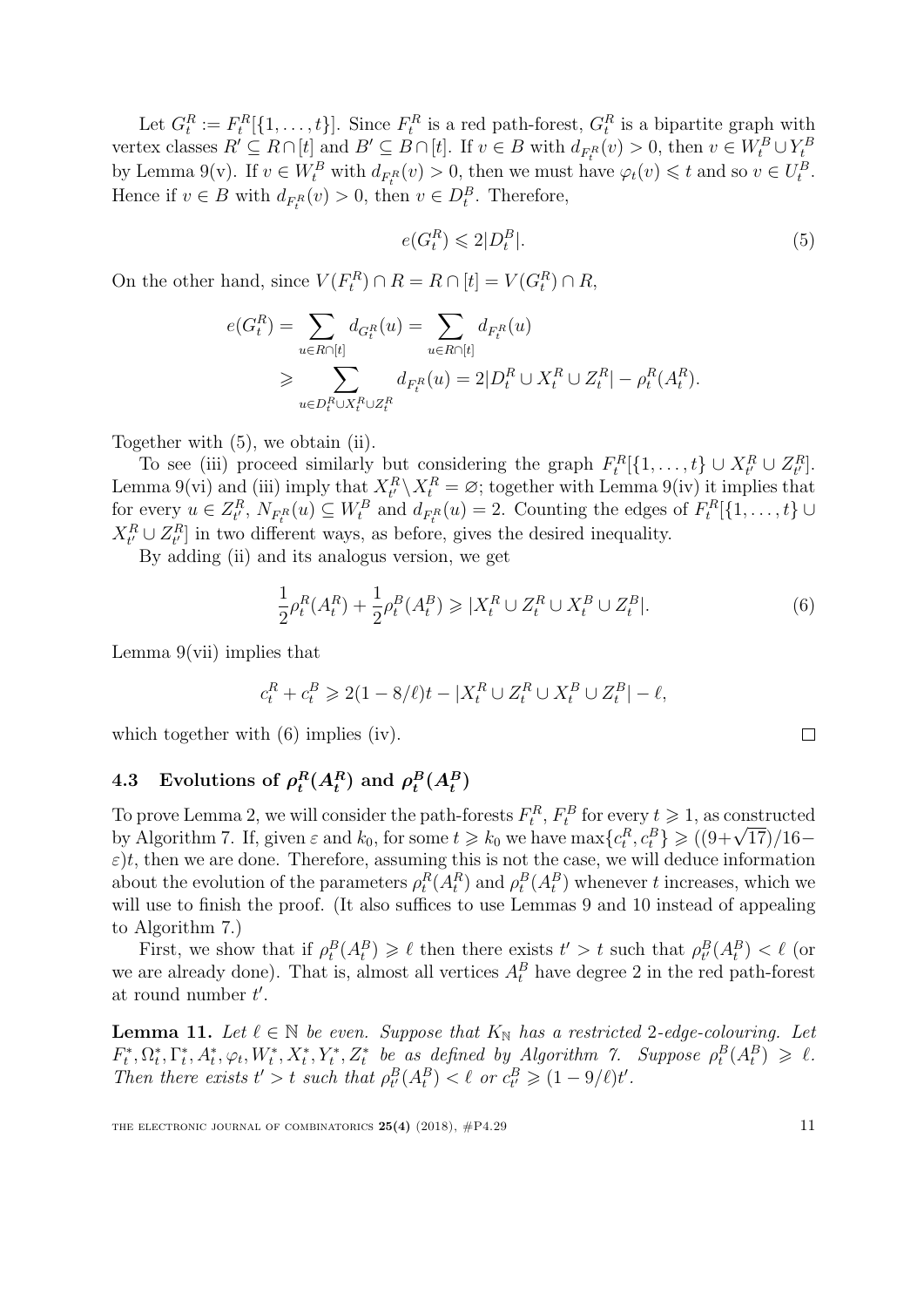Let $G_t^R := F_t^R[\{1,\dots,t\}]$. Since $F_t^R$ is a red path-forest, $G_t^R$ is a bipartite graph with vertex classes $R' \subseteq R\cap[t]$ and $B' \subseteq B\cap[t]$. If $v \in B$ with $d_{F_t^R}(v) > 0$, then $v \in W_t^B \cup Y_t^B$ by Lemma 9(v). If $v \in W_t^B$ with $d_{F_t^R}(v) > 0$, then we must have $\varphi_t(v) \leqslant t$ and so $v \in U_t^B$. Hence if $v \in B$ with $d_{F_t^R}(v) > 0$, then $v \in D_t^B$. Therefore,

$$e(G_t^R) \leqslant 2|D_t^B|. \tag{5}$$

On the other hand, since $V(F_t^R)\cap R = R\cap[t] = V(G_t^R)\cap R$,

$$\begin{aligned}
e(G_t^R) &= \sum_{u\in R\cap[t]} d_{G_t^R}(u) = \sum_{u\in R\cap[t]} d_{F_t^R}(u)\\
&\geqslant \sum_{u\in D_t^R\cup X_t^R\cup Z_t^R} d_{F_t^R}(u) = 2|D_t^R\cup X_t^R\cup Z_t^R| - \rho_t^R(A_t^R).
\end{aligned}$$

Together with (5), we obtain (ii).

To see (iii) proceed similarly but considering the graph $F_t^R[\{1,\dots,t\}\cup X_{t'}^R\cup Z_{t'}^R]$. Lemma 9(vi) and (iii) imply that $X_{t'}^R\setminus X_t^R = \varnothing$; together with Lemma 9(iv) it implies that for every $u \in Z_{t'}^R$, $N_{F_t^R}(u) \subseteq W_t^B$ and $d_{F_t^R}(u) = 2$. Counting the edges of $F_t^R[\{1,\dots,t\}\cup X_{t'}^R\cup Z_{t'}^R]$ in two different ways, as before, gives the desired inequality.

By adding (ii) and its analogus version, we get

$$\frac{1}{2}\rho_t^R(A_t^R) + \frac{1}{2}\rho_t^B(A_t^B) \geqslant |X_t^R\cup Z_t^R\cup X_t^B\cup Z_t^B|. \tag{6}$$

Lemma 9(vii) implies that

$$c_t^R + c_t^B \geqslant 2(1-8/\ell)t - |X_t^R\cup Z_t^R\cup X_t^B\cup Z_t^B| - \ell,$$

which together with (6) implies (iv). □

### 4.3 Evolutions of $\rho_t^R(A_t^R)$ and $\rho_t^B(A_t^B)$

To prove Lemma 2, we will consider the path-forests $F_t^R$, $F_t^B$ for every $t \geqslant 1$, as constructed by Algorithm 7. If, given $\varepsilon$ and $k_0$, for some $t \geqslant k_0$ we have $\max\{c_t^R, c_t^B\} \geqslant ((9+\sqrt{17})/16-\varepsilon)t$, then we are done. Therefore, assuming this is not the case, we will deduce information about the evolution of the parameters $\rho_t^R(A_t^R)$ and $\rho_t^B(A_t^B)$ whenever $t$ increases, which we will use to finish the proof. (It also suffices to use Lemmas 9 and 10 instead of appealing to Algorithm 7.)

First, we show that if $\rho_t^B(A_t^B) \geqslant \ell$ then there exists $t' > t$ such that $\rho_{t'}^B(A_t^B) < \ell$ (or we are already done). That is, almost all vertices $A_t^B$ have degree 2 in the red path-forest at round number $t'$.

**Lemma 11.** *Let $\ell \in \mathbb{N}$ be even. Suppose that $K_{\mathbb{N}}$ has a restricted 2-edge-colouring. Let $F_t^*, \Omega_t^*, \Gamma_t^*, A_t^*, \varphi_t, W_t^*, X_t^*, Y_t^*, Z_t^*$ be as defined by Algorithm 7. Suppose $\rho_t^B(A_t^B) \geqslant \ell$. Then there exists $t' > t$ such that $\rho_{t'}^B(A_t^B) < \ell$ or $c_{t'}^B \geqslant (1-9/\ell)t'$.*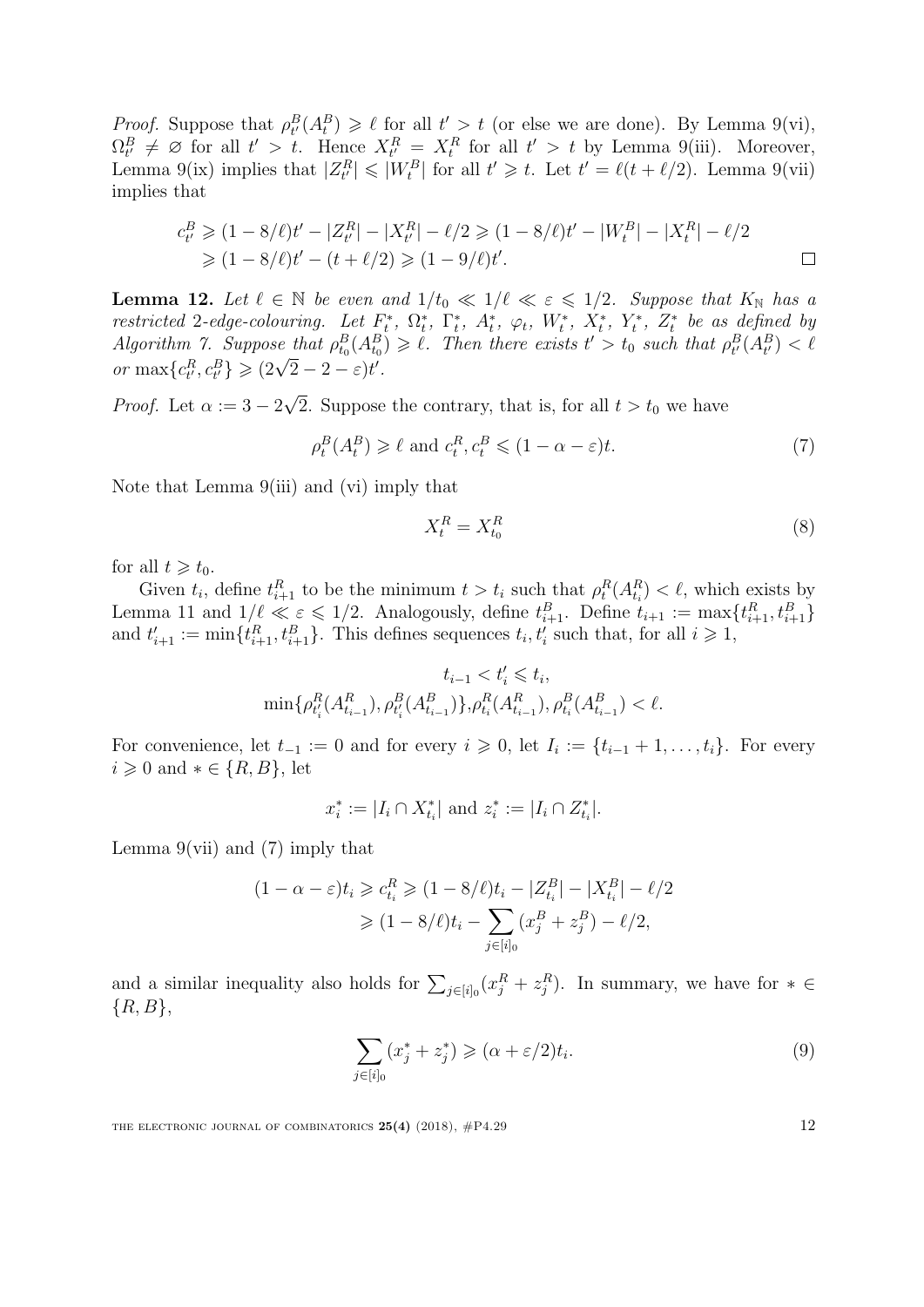*Proof.* Suppose that $\rho^B_{t'}(A^B_t) \geqslant \ell$ for all $t' > t$ (or else we are done). By Lemma 9(vi), $\Omega^B_{t'} \neq \varnothing$ for all $t' > t$. Hence $X^R_{t'} = X^R_t$ for all $t' > t$ by Lemma 9(iii). Moreover, Lemma 9(ix) implies that $|Z^R_{t'}| \leqslant |W^B_t|$ for all $t' \geqslant t$. Let $t' = \ell(t + \ell/2)$. Lemma 9(vii) implies that

$$\begin{aligned} c^B_{t'} &\geqslant (1 - 8/\ell)t' - |Z^R_{t'}| - |X^R_{t'}| - \ell/2 \geqslant (1 - 8/\ell)t' - |W^B_t| - |X^R_t| - \ell/2 \\ &\geqslant (1 - 8/\ell)t' - (t + \ell/2) \geqslant (1 - 9/\ell)t'. \end{aligned}$$

$\square$

**Lemma 12.** *Let $\ell \in \mathbb{N}$ be even and $1/t_0 \ll 1/\ell \ll \varepsilon \leqslant 1/2$. Suppose that $K_\mathbb{N}$ has a restricted 2-edge-colouring. Let $F^*_t$, $\Omega^*_t$, $\Gamma^*_t$, $A^*_t$, $\varphi_t$, $W^*_t$, $X^*_t$, $Y^*_t$, $Z^*_t$ be as defined by Algorithm 7. Suppose that $\rho^B_{t_0}(A^B_{t_0}) \geqslant \ell$. Then there exists $t' > t_0$ such that $\rho^B_{t'}(A^B_{t'}) < \ell$ or $\max\{c^R_{t'}, c^B_{t'}\} \geqslant (2\sqrt{2} - 2 - \varepsilon)t'$.*

*Proof.* Let $\alpha := 3 - 2\sqrt{2}$. Suppose the contrary, that is, for all $t > t_0$ we have

$$\rho^B_t(A^B_t) \geqslant \ell \text{ and } c^R_t, c^B_t \leqslant (1 - \alpha - \varepsilon)t. \tag{7}$$

Note that Lemma 9(iii) and (vi) imply that

$$X^R_t = X^R_{t_0} \tag{8}$$

for all $t \geqslant t_0$.

Given $t_i$, define $t^R_{i+1}$ to be the minimum $t > t_i$ such that $\rho^R_t(A^R_{t_i}) < \ell$, which exists by Lemma 11 and $1/\ell \ll \varepsilon \leqslant 1/2$. Analogously, define $t^B_{i+1}$. Define $t_{i+1} := \max\{t^R_{i+1}, t^B_{i+1}\}$ and $t'_{i+1} := \min\{t^R_{i+1}, t^B_{i+1}\}$. This defines sequences $t_i, t'_i$ such that, for all $i \geqslant 1$,

$$\begin{gathered} t_{i-1} < t'_i \leqslant t_i, \\ \min\{\rho^R_{t'_i}(A^R_{t_{i-1}}), \rho^B_{t'_i}(A^B_{t_{i-1}})\}, \rho^R_{t_i}(A^R_{t_{i-1}}), \rho^B_{t_i}(A^B_{t_{i-1}}) < \ell. \end{gathered}$$

For convenience, let $t_{-1} := 0$ and for every $i \geqslant 0$, let $I_i := \{t_{i-1} + 1, \dots, t_i\}$. For every $i \geqslant 0$ and $* \in \{R, B\}$, let

$$x^*_i := |I_i \cap X^*_{t_i}| \text{ and } z^*_i := |I_i \cap Z^*_{t_i}|.$$

Lemma 9(vii) and (7) imply that

$$\begin{aligned} (1 - \alpha - \varepsilon)t_i \geqslant c^R_{t_i} &\geqslant (1 - 8/\ell)t_i - |Z^B_{t_i}| - |X^B_{t_i}| - \ell/2 \\ &\geqslant (1 - 8/\ell)t_i - \sum_{j \in [i]_0} (x^B_j + z^B_j) - \ell/2, \end{aligned}$$

and a similar inequality also holds for $\sum_{j \in [i]_0} (x^R_j + z^R_j)$. In summary, we have for $* \in \{R, B\}$,

$$\sum_{j \in [i]_0} (x^*_j + z^*_j) \geqslant (\alpha + \varepsilon/2)t_i. \tag{9}$$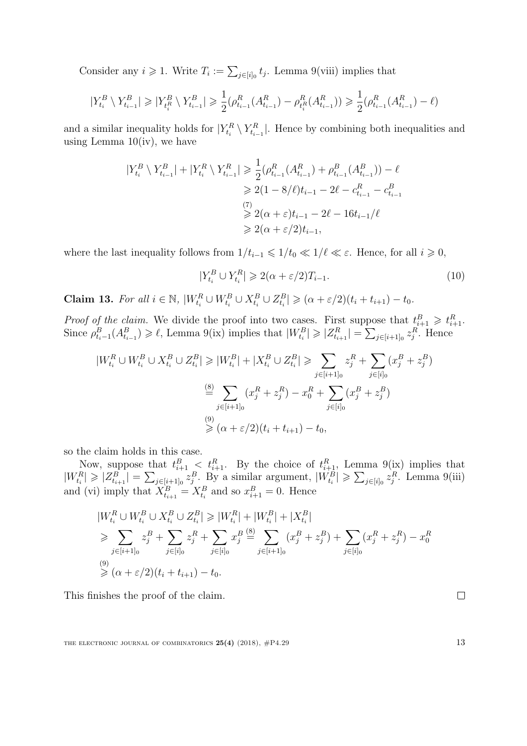Consider any $i \geqslant 1$. Write $T_i := \sum_{j \in [i]_0} t_j$. Lemma 9(viii) implies that

$$|Y^B_{t_i} \setminus Y^B_{t_{i-1}}| \geqslant |Y^B_{t^R_i} \setminus Y^B_{t_{i-1}}| \geqslant \frac{1}{2}(\rho^R_{t_{i-1}}(A^R_{t_{i-1}}) - \rho^R_{t^R_i}(A^R_{t_{i-1}})) \geqslant \frac{1}{2}(\rho^R_{t_{i-1}}(A^R_{t_{i-1}}) - \ell)$$

and a similar inequality holds for $|Y^R_{t_i} \setminus Y^R_{t_{i-1}}|$. Hence by combining both inequalities and using Lemma 10(iv), we have

$$\begin{aligned}
|Y^B_{t_i} \setminus Y^B_{t_{i-1}}| + |Y^R_{t_i} \setminus Y^R_{t_{i-1}}| &\geqslant \frac{1}{2}(\rho^R_{t_{i-1}}(A^R_{t_{i-1}}) + \rho^B_{t_{i-1}}(A^B_{t_{i-1}})) - \ell \\
&\geqslant 2(1 - 8/\ell)t_{i-1} - 2\ell - c^R_{t_{i-1}} - c^B_{t_{i-1}} \\
&\overset{(7)}{\geqslant} 2(\alpha + \varepsilon)t_{i-1} - 2\ell - 16t_{i-1}/\ell \\
&\geqslant 2(\alpha + \varepsilon/2)t_{i-1},
\end{aligned}$$

where the last inequality follows from $1/t_{i-1} \leqslant 1/t_0 \ll 1/\ell \ll \varepsilon$. Hence, for all $i \geqslant 0$,

$$|Y^B_{t_i} \cup Y^R_{t_i}| \geqslant 2(\alpha + \varepsilon/2)T_{i-1}. \tag{10}$$

**Claim 13.** *For all $i \in \mathbb{N}$, $|W^R_{t_i} \cup W^B_{t_i} \cup X^B_{t_i} \cup Z^B_{t_i}| \geqslant (\alpha + \varepsilon/2)(t_i + t_{i+1}) - t_0$.*

*Proof of the claim.* We divide the proof into two cases. First suppose that $t^B_{i+1} \geqslant t^R_{i+1}$. Since $\rho^B_{t_i-1}(A^B_{t_{i-1}}) \geqslant \ell$, Lemma 9(ix) implies that $|W^B_{t_i}| \geqslant |Z^R_{t_{i+1}}| = \sum_{j \in [i+1]_0} z^R_j$. Hence

$$\begin{aligned}
|W^R_{t_i} \cup W^B_{t_i} \cup X^B_{t_i} \cup Z^B_{t_i}| &\geqslant |W^B_{t_i}| + |X^B_{t_i} \cup Z^B_{t_i}| \geqslant \sum_{j \in [i+1]_0} z^R_j + \sum_{j \in [i]_0} (x^B_j + z^B_j) \\
&\overset{(8)}{=} \sum_{j \in [i+1]_0} (x^R_j + z^R_j) - x^R_0 + \sum_{j \in [i]_0} (x^B_j + z^B_j) \\
&\overset{(9)}{\geqslant} (\alpha + \varepsilon/2)(t_i + t_{i+1}) - t_0,
\end{aligned}$$

so the claim holds in this case.

Now, suppose that $t^B_{i+1} < t^R_{i+1}$. By the choice of $t^R_{i+1}$, Lemma 9(ix) implies that $|W^R_{t_i}| \geqslant |Z^B_{t_{i+1}}| = \sum_{j \in [i+1]_0} z^B_j$. By a similar argument, $|W^B_{t_i}| \geqslant \sum_{j \in [i]_0} z^R_j$. Lemma 9(iii) and (vi) imply that $X^B_{t_{i+1}} = X^B_{t_i}$ and so $x^B_{i+1} = 0$. Hence

$$\begin{aligned}
&|W^R_{t_i} \cup W^B_{t_i} \cup X^B_{t_i} \cup Z^B_{t_i}| \geqslant |W^R_{t_i}| + |W^B_{t_i}| + |X^B_{t_i}| \\
&\geqslant \sum_{j \in [i+1]_0} z^B_j + \sum_{j \in [i]_0} z^R_j + \sum_{j \in [i]_0} x^B_j \overset{(8)}{=} \sum_{j \in [i+1]_0} (x^B_j + z^B_j) + \sum_{j \in [i]_0} (x^R_j + z^R_j) - x^R_0 \\
&\overset{(9)}{\geqslant} (\alpha + \varepsilon/2)(t_i + t_{i+1}) - t_0.
\end{aligned}$$

This finishes the proof of the claim. $\square$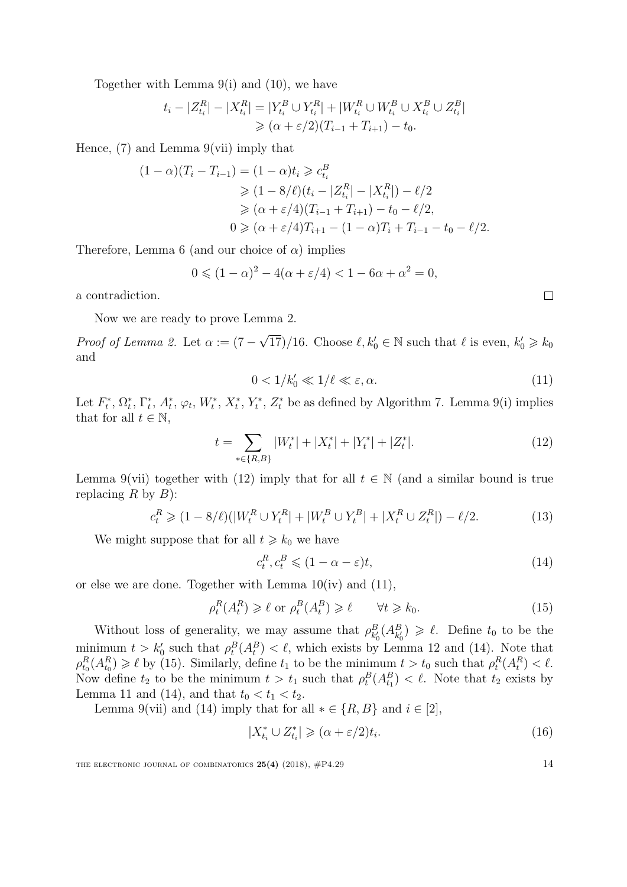Together with Lemma 9(i) and (10), we have

$$\begin{aligned} t_i - |Z^R_{t_i}| - |X^R_{t_i}| &= |Y^B_{t_i} \cup Y^R_{t_i}| + |W^R_{t_i} \cup W^B_{t_i} \cup X^B_{t_i} \cup Z^B_{t_i}| \\ &\geqslant (\alpha + \varepsilon/2)(T_{i-1} + T_{i+1}) - t_0. \end{aligned}$$

Hence, (7) and Lemma 9(vii) imply that

$$\begin{aligned} (1-\alpha)(T_i - T_{i-1}) = (1-\alpha)t_i &\geqslant c^B_{t_i} \\ &\geqslant (1 - 8/\ell)(t_i - |Z^R_{t_i}| - |X^R_{t_i}|) - \ell/2 \\ &\geqslant (\alpha + \varepsilon/4)(T_{i-1} + T_{i+1}) - t_0 - \ell/2, \\ 0 &\geqslant (\alpha + \varepsilon/4)T_{i+1} - (1-\alpha)T_i + T_{i-1} - t_0 - \ell/2. \end{aligned}$$

Therefore, Lemma 6 (and our choice of $\alpha$) implies

$$0 \leqslant (1-\alpha)^2 - 4(\alpha + \varepsilon/4) < 1 - 6\alpha + \alpha^2 = 0,$$

a contradiction. □

Now we are ready to prove Lemma 2.

*Proof of Lemma 2.* Let $\alpha := (7 - \sqrt{17})/16$. Choose $\ell, k_0' \in \mathbb{N}$ such that $\ell$ is even, $k_0' \geqslant k_0$ and

$$0 < 1/k_0' \ll 1/\ell \ll \varepsilon, \alpha. \tag{11}$$

Let $F^*_t$, $\Omega^*_t$, $\Gamma^*_t$, $A^*_t$, $\varphi_t$, $W^*_t$, $X^*_t$, $Y^*_t$, $Z^*_t$ be as defined by Algorithm 7. Lemma 9(i) implies that for all $t \in \mathbb{N}$,

$$t = \sum_{* \in \{R,B\}} |W^*_t| + |X^*_t| + |Y^*_t| + |Z^*_t|. \tag{12}$$

Lemma 9(vii) together with (12) imply that for all $t \in \mathbb{N}$ (and a similar bound is true replacing $R$ by $B$):

$$c^R_t \geqslant (1 - 8/\ell)(|W^R_t \cup Y^R_t| + |W^B_t \cup Y^B_t| + |X^R_t \cup Z^R_t|) - \ell/2. \tag{13}$$

We might suppose that for all $t \geqslant k_0$ we have

$$c^R_t, c^B_t \leqslant (1 - \alpha - \varepsilon)t, \tag{14}$$

or else we are done. Together with Lemma 10(iv) and (11),

$$\rho^R_t(A^R_t) \geqslant \ell \text{ or } \rho^B_t(A^B_t) \geqslant \ell \qquad \forall t \geqslant k_0. \tag{15}$$

Without loss of generality, we may assume that $\rho^B_{k_0'}(A^B_{k_0'}) \geqslant \ell$. Define $t_0$ to be the minimum $t > k_0'$ such that $\rho^B_t(A^B_t) < \ell$, which exists by Lemma 12 and (14). Note that $\rho^R_{t_0}(A^R_{t_0}) \geqslant \ell$ by (15). Similarly, define $t_1$ to be the minimum $t > t_0$ such that $\rho^R_t(A^R_t) < \ell$. Now define $t_2$ to be the minimum $t > t_1$ such that $\rho^B_t(A^B_{t_1}) < \ell$. Note that $t_2$ exists by Lemma 11 and (14), and that $t_0 < t_1 < t_2$.

Lemma 9(vii) and (14) imply that for all $* \in \{R, B\}$ and $i \in [2]$,

$$|X^*_{t_i} \cup Z^*_{t_i}| \geqslant (\alpha + \varepsilon/2)t_i. \tag{16}$$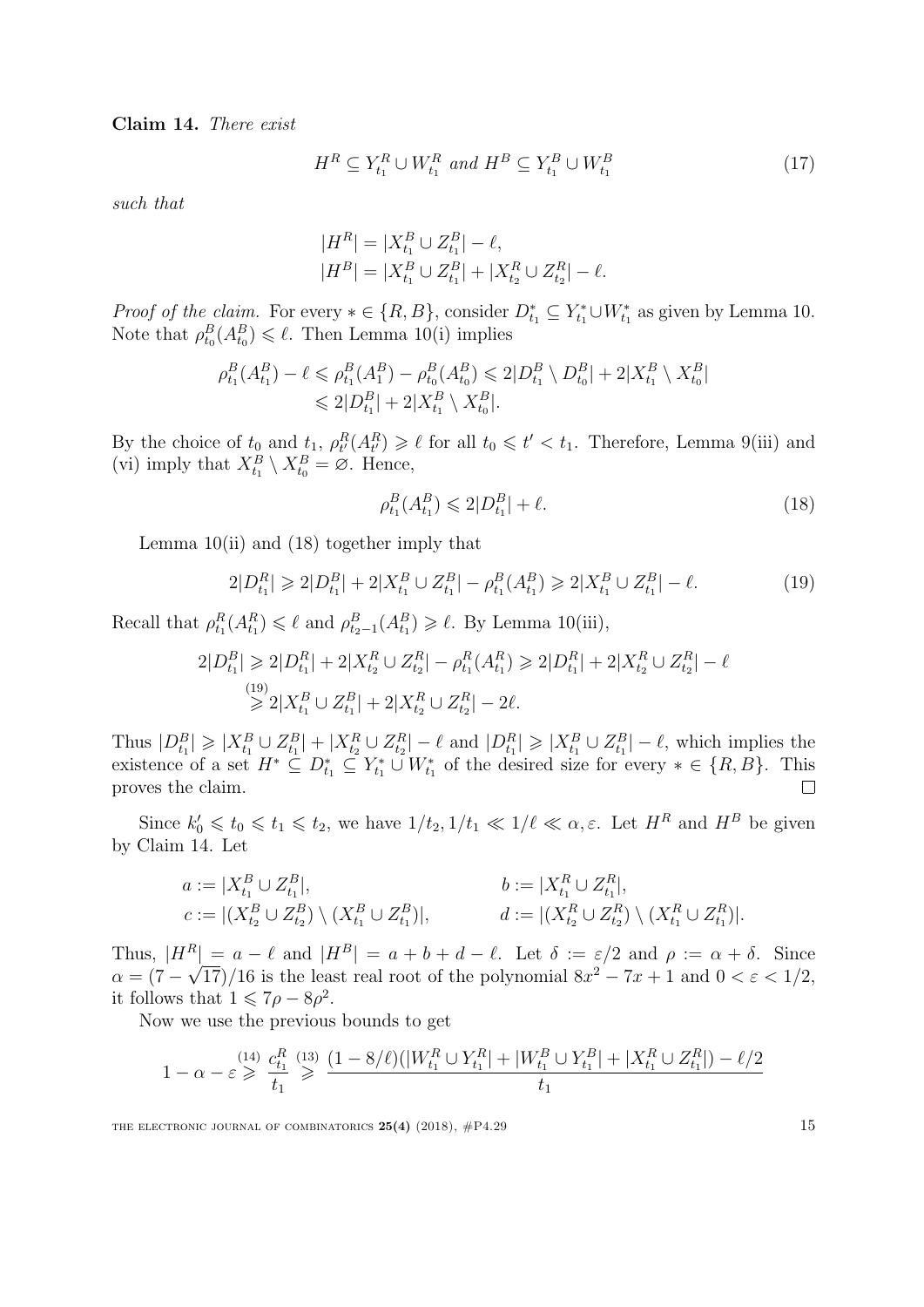**Claim 14.** *There exist*

$$H^R \subseteq Y^R_{t_1} \cup W^R_{t_1} \text{ and } H^B \subseteq Y^B_{t_1} \cup W^B_{t_1} \tag{17}$$

*such that*

$$\begin{aligned}|H^R| &= |X^B_{t_1} \cup Z^B_{t_1}| - \ell,\\ |H^B| &= |X^B_{t_1} \cup Z^B_{t_1}| + |X^R_{t_2} \cup Z^R_{t_2}| - \ell.\end{aligned}$$

*Proof of the claim.* For every $* \in \{R, B\}$, consider $D^*_{t_1} \subseteq Y^*_{t_1} \cup W^*_{t_1}$ as given by Lemma 10. Note that $\rho^B_{t_0}(A^B_{t_0}) \leqslant \ell$. Then Lemma 10(i) implies

$$\begin{aligned}\rho^B_{t_1}(A^B_{t_1}) - \ell &\leqslant \rho^B_{t_1}(A^B_1) - \rho^B_{t_0}(A^B_{t_0}) \leqslant 2|D^B_{t_1} \setminus D^B_{t_0}| + 2|X^B_{t_1} \setminus X^B_{t_0}|\\ &\leqslant 2|D^B_{t_1}| + 2|X^B_{t_1} \setminus X^B_{t_0}|.\end{aligned}$$

By the choice of $t_0$ and $t_1$, $\rho^R_{t'}(A^R_{t'}) \geqslant \ell$ for all $t_0 \leqslant t' < t_1$. Therefore, Lemma 9(iii) and (vi) imply that $X^B_{t_1} \setminus X^B_{t_0} = \varnothing$. Hence,

$$\rho^B_{t_1}(A^B_{t_1}) \leqslant 2|D^B_{t_1}| + \ell. \tag{18}$$

Lemma 10(ii) and (18) together imply that

$$2|D^R_{t_1}| \geqslant 2|D^B_{t_1}| + 2|X^B_{t_1} \cup Z^B_{t_1}| - \rho^B_{t_1}(A^B_{t_1}) \geqslant 2|X^B_{t_1} \cup Z^B_{t_1}| - \ell. \tag{19}$$

Recall that $\rho^R_{t_1}(A^R_{t_1}) \leqslant \ell$ and $\rho^B_{t_2-1}(A^B_{t_1}) \geqslant \ell$. By Lemma 10(iii),

$$\begin{aligned}2|D^B_{t_1}| &\geqslant 2|D^R_{t_1}| + 2|X^R_{t_2} \cup Z^R_{t_2}| - \rho^R_{t_1}(A^R_{t_1}) \geqslant 2|D^R_{t_1}| + 2|X^R_{t_2} \cup Z^R_{t_2}| - \ell\\ &\overset{(19)}{\geqslant} 2|X^B_{t_1} \cup Z^B_{t_1}| + 2|X^R_{t_2} \cup Z^R_{t_2}| - 2\ell.\end{aligned}$$

Thus $|D^B_{t_1}| \geqslant |X^B_{t_1} \cup Z^B_{t_1}| + |X^R_{t_2} \cup Z^R_{t_2}| - \ell$ and $|D^R_{t_1}| \geqslant |X^B_{t_1} \cup Z^B_{t_1}| - \ell$, which implies the existence of a set $H^* \subseteq D^*_{t_1} \subseteq Y^*_{t_1} \cup W^*_{t_1}$ of the desired size for every $* \in \{R, B\}$. This proves the claim. $\square$

Since $k'_0 \leqslant t_0 \leqslant t_1 \leqslant t_2$, we have $1/t_2, 1/t_1 \ll 1/\ell \ll \alpha, \varepsilon$. Let $H^R$ and $H^B$ be given by Claim 14. Let

$$\begin{aligned}a &:= |X^B_{t_1} \cup Z^B_{t_1}|, & b &:= |X^R_{t_1} \cup Z^R_{t_1}|,\\ c &:= |(X^B_{t_2} \cup Z^B_{t_2}) \setminus (X^B_{t_1} \cup Z^B_{t_1})|, & d &:= |(X^R_{t_2} \cup Z^R_{t_2}) \setminus (X^R_{t_1} \cup Z^R_{t_1})|.\end{aligned}$$

Thus, $|H^R| = a - \ell$ and $|H^B| = a + b + d - \ell$. Let $\delta := \varepsilon/2$ and $\rho := \alpha + \delta$. Since $\alpha = (7 - \sqrt{17})/16$ is the least real root of the polynomial $8x^2 - 7x + 1$ and $0 < \varepsilon < 1/2$, it follows that $1 \leqslant 7\rho - 8\rho^2$.

Now we use the previous bounds to get

$$1 - \alpha - \varepsilon \overset{(14)}{\geqslant} \frac{c^R_{t_1}}{t_1} \overset{(13)}{\geqslant} \frac{(1 - 8/\ell)(|W^R_{t_1} \cup Y^R_{t_1}| + |W^B_{t_1} \cup Y^B_{t_1}| + |X^R_{t_1} \cup Z^R_{t_1}|) - \ell/2}{t_1}$$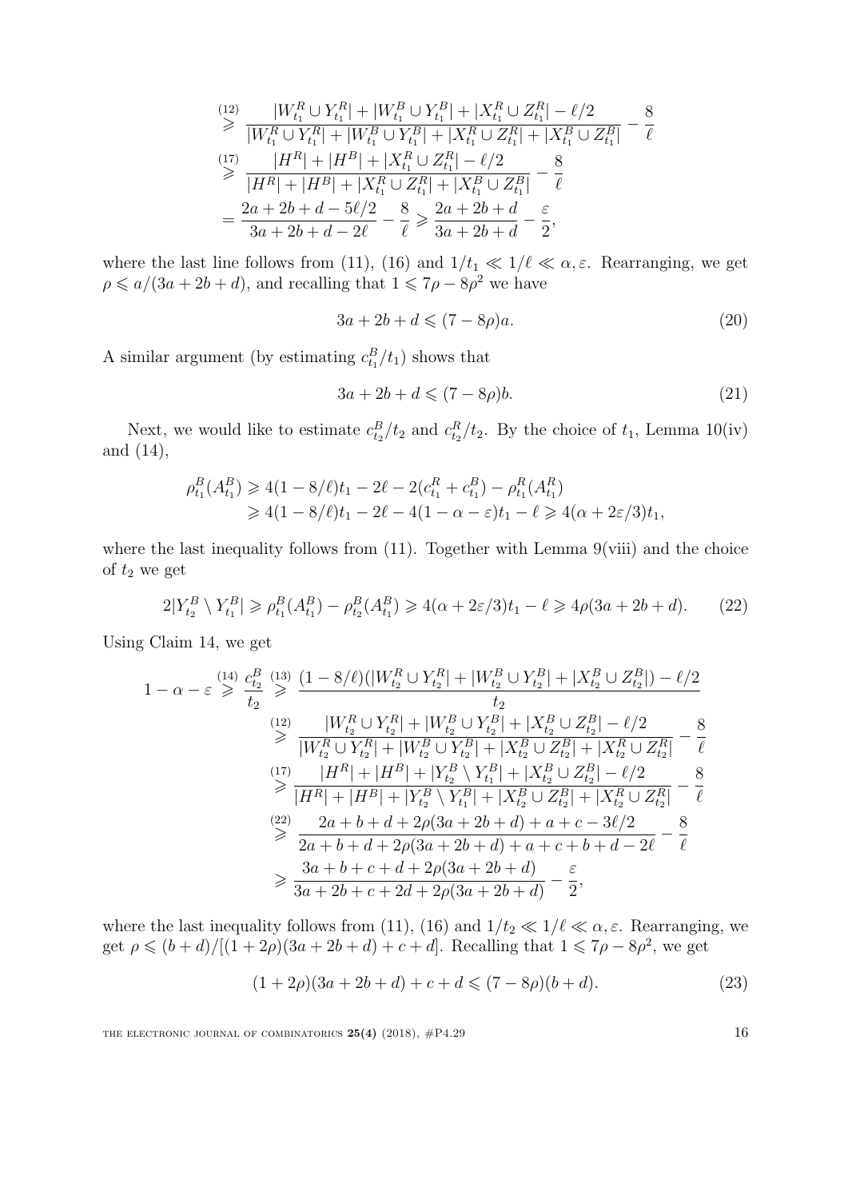$$
\begin{aligned}
&\overset{(12)}{\geqslant} \frac{|W^R_{t_1} \cup Y^R_{t_1}| + |W^B_{t_1} \cup Y^B_{t_1}| + |X^R_{t_1} \cup Z^R_{t_1}| - \ell/2}{|W^R_{t_1} \cup Y^R_{t_1}| + |W^B_{t_1} \cup Y^B_{t_1}| + |X^R_{t_1} \cup Z^R_{t_1}| + |X^B_{t_1} \cup Z^B_{t_1}|} - \frac{8}{\ell} \\
&\overset{(17)}{\geqslant} \frac{|H^R| + |H^B| + |X^R_{t_1} \cup Z^R_{t_1}| - \ell/2}{|H^R| + |H^B| + |X^R_{t_1} \cup Z^R_{t_1}| + |X^B_{t_1} \cup Z^B_{t_1}|} - \frac{8}{\ell} \\
&= \frac{2a + 2b + d - 5\ell/2}{3a + 2b + d - 2\ell} - \frac{8}{\ell} \geqslant \frac{2a + 2b + d}{3a + 2b + d} - \frac{\varepsilon}{2},
\end{aligned}
$$

where the last line follows from (11), (16) and $1/t_1 \ll 1/\ell \ll \alpha, \varepsilon$. Rearranging, we get $\rho \leqslant a/(3a + 2b + d)$, and recalling that $1 \leqslant 7\rho - 8\rho^2$ we have

$$
3a + 2b + d \leqslant (7 - 8\rho)a. \tag{20}
$$

A similar argument (by estimating $c^B_{t_1}/t_1$) shows that

$$
3a + 2b + d \leqslant (7 - 8\rho)b. \tag{21}
$$

Next, we would like to estimate $c^B_{t_2}/t_2$ and $c^R_{t_2}/t_2$. By the choice of $t_1$, Lemma 10(iv) and (14),

$$
\begin{aligned}
\rho^B_{t_1}(A^B_{t_1}) &\geqslant 4(1 - 8/\ell)t_1 - 2\ell - 2(c^R_{t_1} + c^B_{t_1}) - \rho^R_{t_1}(A^R_{t_1}) \\
&\geqslant 4(1 - 8/\ell)t_1 - 2\ell - 4(1 - \alpha - \varepsilon)t_1 - \ell \geqslant 4(\alpha + 2\varepsilon/3)t_1,
\end{aligned}
$$

where the last inequality follows from (11). Together with Lemma 9(viii) and the choice of $t_2$ we get

$$
2|Y^B_{t_2} \setminus Y^B_{t_1}| \geqslant \rho^B_{t_1}(A^B_{t_1}) - \rho^B_{t_2}(A^B_{t_1}) \geqslant 4(\alpha + 2\varepsilon/3)t_1 - \ell \geqslant 4\rho(3a + 2b + d). \tag{22}
$$

Using Claim 14, we get

$$
\begin{aligned}
1 - \alpha - \varepsilon \overset{(14)}{\geqslant} \frac{c^B_{t_2}}{t_2} &\overset{(13)}{\geqslant} \frac{(1 - 8/\ell)(|W^R_{t_2} \cup Y^R_{t_2}| + |W^B_{t_2} \cup Y^B_{t_2}| + |X^B_{t_2} \cup Z^B_{t_2}|) - \ell/2}{t_2} \\
&\overset{(12)}{\geqslant} \frac{|W^R_{t_2} \cup Y^R_{t_2}| + |W^B_{t_2} \cup Y^B_{t_2}| + |X^B_{t_2} \cup Z^B_{t_2}| - \ell/2}{|W^R_{t_2} \cup Y^R_{t_2}| + |W^B_{t_2} \cup Y^B_{t_2}| + |X^B_{t_2} \cup Z^B_{t_2}| + |X^R_{t_2} \cup Z^R_{t_2}|} - \frac{8}{\ell} \\
&\overset{(17)}{\geqslant} \frac{|H^R| + |H^B| + |Y^B_{t_2} \setminus Y^B_{t_1}| + |X^B_{t_2} \cup Z^B_{t_2}| - \ell/2}{|H^R| + |H^B| + |Y^B_{t_2} \setminus Y^B_{t_1}| + |X^B_{t_2} \cup Z^B_{t_2}| + |X^R_{t_2} \cup Z^R_{t_2}|} - \frac{8}{\ell} \\
&\overset{(22)}{\geqslant} \frac{2a + b + d + 2\rho(3a + 2b + d) + a + c - 3\ell/2}{2a + b + d + 2\rho(3a + 2b + d) + a + c + b + d - 2\ell} - \frac{8}{\ell} \\
&\geqslant \frac{3a + b + c + d + 2\rho(3a + 2b + d)}{3a + 2b + c + 2d + 2\rho(3a + 2b + d)} - \frac{\varepsilon}{2},
\end{aligned}
$$

where the last inequality follows from (11), (16) and $1/t_2 \ll 1/\ell \ll \alpha, \varepsilon$. Rearranging, we get $\rho \leqslant (b + d)/[(1 + 2\rho)(3a + 2b + d) + c + d]$. Recalling that $1 \leqslant 7\rho - 8\rho^2$, we get

$$
(1 + 2\rho)(3a + 2b + d) + c + d \leqslant (7 - 8\rho)(b + d). \tag{23}
$$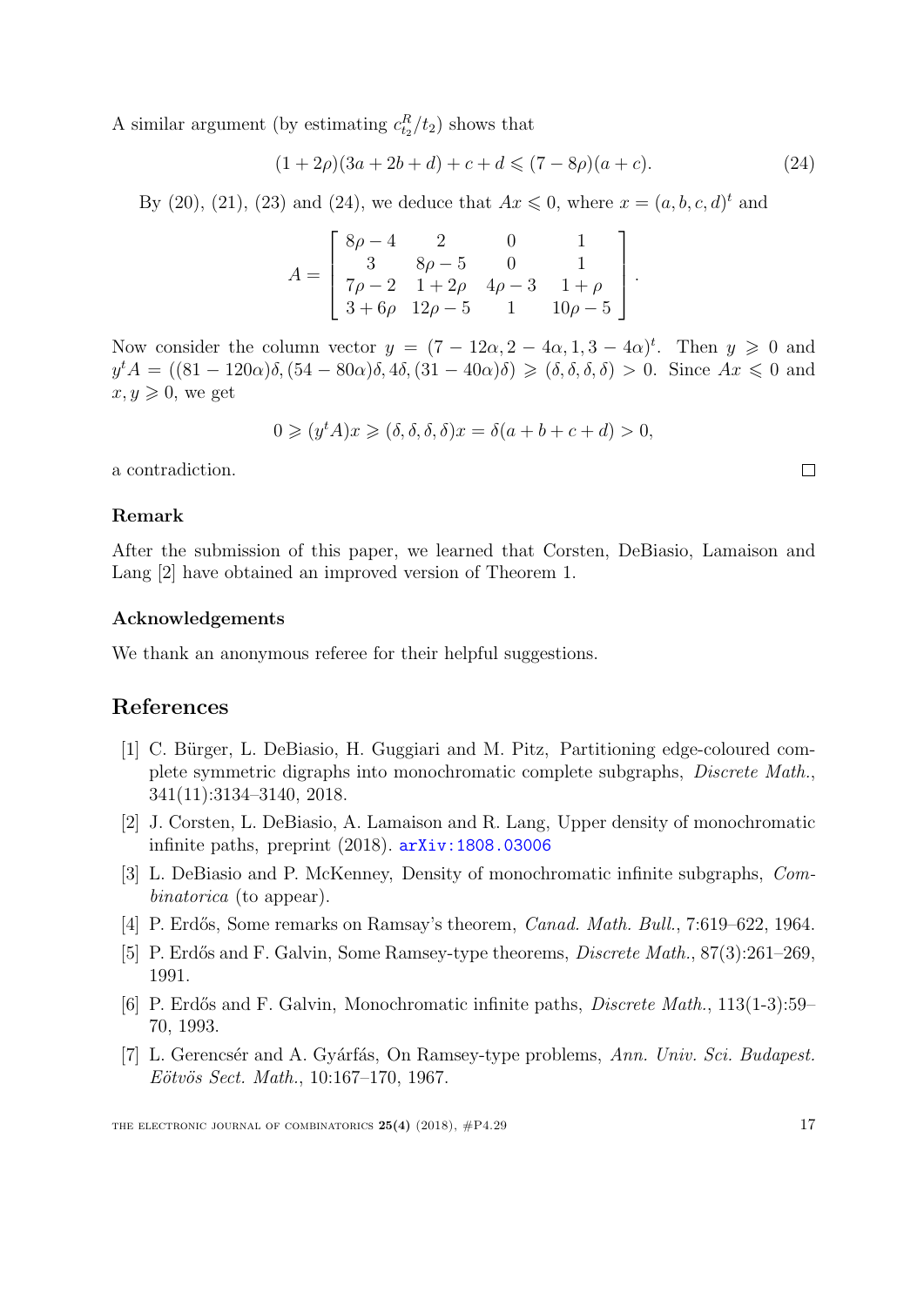A similar argument (by estimating $c^R_{t_2}/t_2$) shows that

$$(1+2\rho)(3a+2b+d)+c+d \leqslant (7-8\rho)(a+c). \tag{24}$$

By (20), (21), (23) and (24), we deduce that $Ax \leqslant 0$, where $x=(a,b,c,d)^t$ and

$$A = \begin{bmatrix} 8\rho-4 & 2 & 0 & 1 \\ 3 & 8\rho-5 & 0 & 1 \\ 7\rho-2 & 1+2\rho & 4\rho-3 & 1+\rho \\ 3+6\rho & 12\rho-5 & 1 & 10\rho-5 \end{bmatrix}.$$

Now consider the column vector $y=(7-12\alpha, 2-4\alpha, 1, 3-4\alpha)^t$. Then $y \geqslant 0$ and $y^tA = ((81-120\alpha)\delta, (54-80\alpha)\delta, 4\delta, (31-40\alpha)\delta) \geqslant (\delta,\delta,\delta,\delta) > 0$. Since $Ax \leqslant 0$ and $x, y \geqslant 0$, we get

$$0 \geqslant (y^tA)x \geqslant (\delta,\delta,\delta,\delta)x = \delta(a+b+c+d) > 0,$$

a contradiction. □

### Remark

After the submission of this paper, we learned that Corsten, DeBiasio, Lamaison and Lang [2] have obtained an improved version of Theorem 1.

### Acknowledgements

We thank an anonymous referee for their helpful suggestions.

## References

[1] C. Bürger, L. DeBiasio, H. Guggiari and M. Pitz, Partitioning edge-coloured complete symmetric digraphs into monochromatic complete subgraphs, *Discrete Math.*, 341(11):3134–3140, 2018.

[2] J. Corsten, L. DeBiasio, A. Lamaison and R. Lang, Upper density of monochromatic infinite paths, preprint (2018). arXiv:1808.03006

[3] L. DeBiasio and P. McKenney, Density of monochromatic infinite subgraphs, *Combinatorica* (to appear).

[4] P. Erdős, Some remarks on Ramsay's theorem, *Canad. Math. Bull.*, 7:619–622, 1964.

[5] P. Erdős and F. Galvin, Some Ramsey-type theorems, *Discrete Math.*, 87(3):261–269, 1991.

[6] P. Erdős and F. Galvin, Monochromatic infinite paths, *Discrete Math.*, 113(1-3):59–70, 1993.

[7] L. Gerencsér and A. Gyárfás, On Ramsey-type problems, *Ann. Univ. Sci. Budapest. Eötvös Sect. Math.*, 10:167–170, 1967.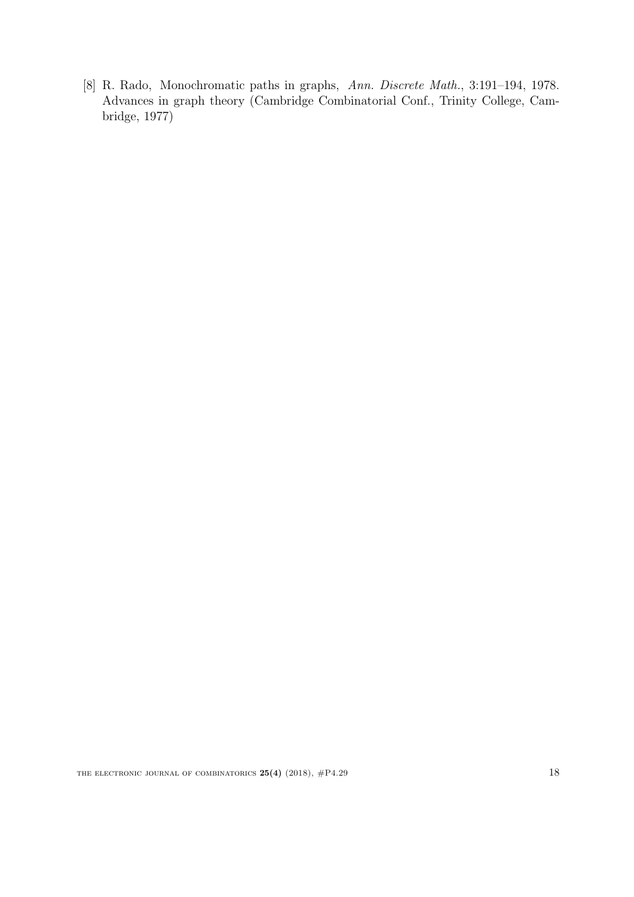[8] R. Rado, Monochromatic paths in graphs, *Ann. Discrete Math.*, 3:191–194, 1978. Advances in graph theory (Cambridge Combinatorial Conf., Trinity College, Cambridge, 1977)